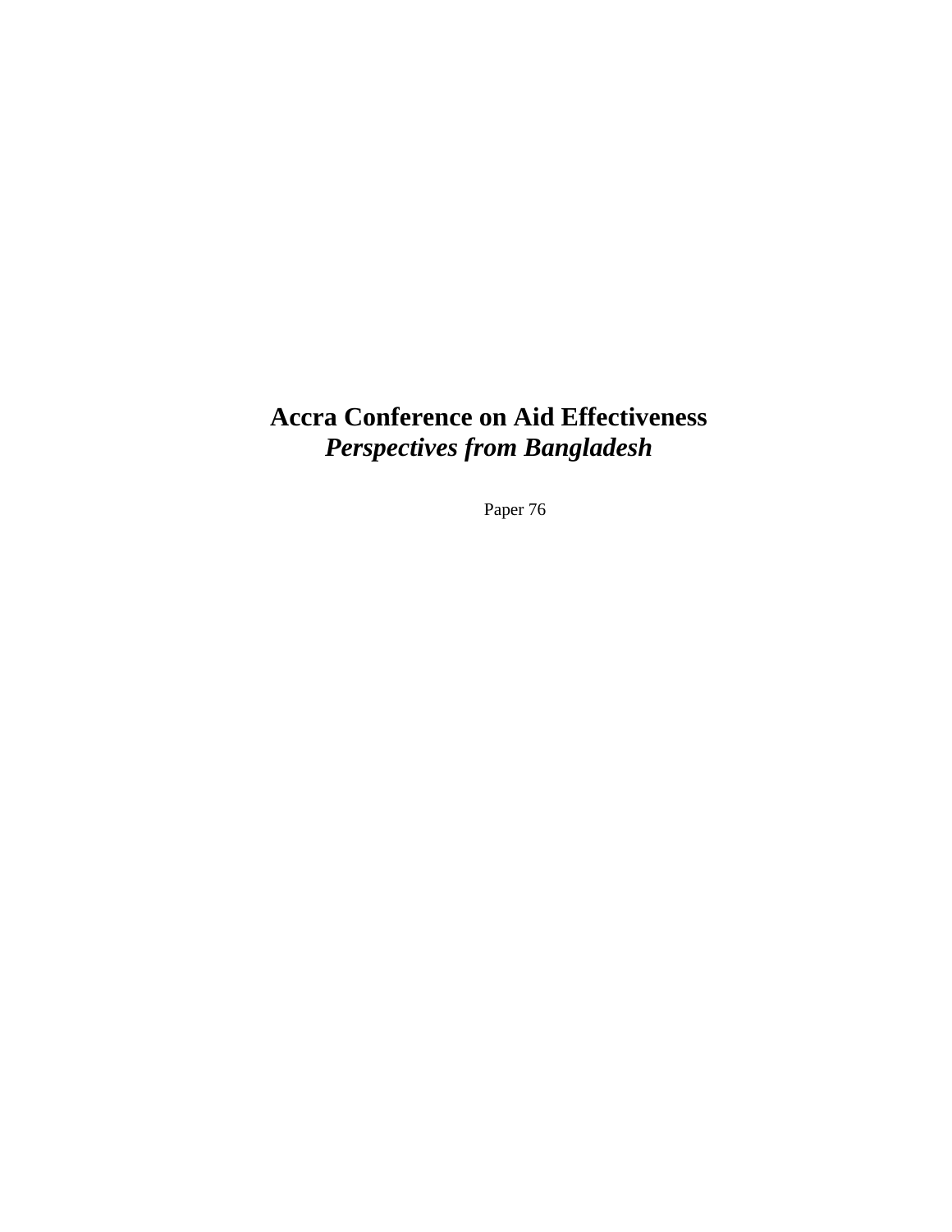# Accra Conference on Aid Effectiveness
## *Perspectives from Bangladesh*

Paper 76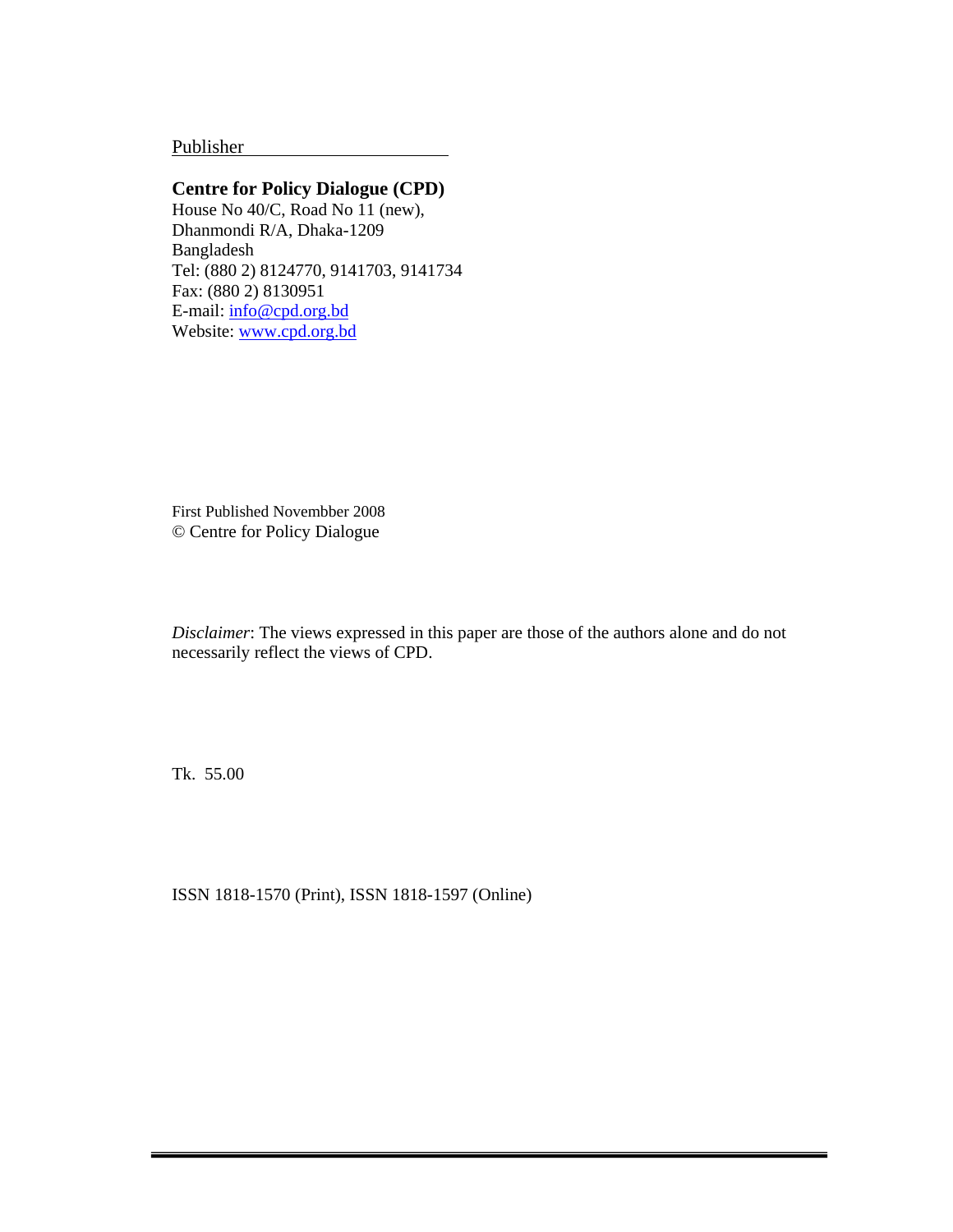Publisher

**Centre for Policy Dialogue (CPD)**
House No 40/C, Road No 11 (new),
Dhanmondi R/A, Dhaka-1209
Bangladesh
Tel: (880 2) 8124770, 9141703, 9141734
Fax: (880 2) 8130951
E-mail: info@cpd.org.bd
Website: www.cpd.org.bd

First Published Novembber 2008
© Centre for Policy Dialogue

*Disclaimer*: The views expressed in this paper are those of the authors alone and do not necessarily reflect the views of CPD.

Tk. 55.00

ISSN 1818-1570 (Print), ISSN 1818-1597 (Online)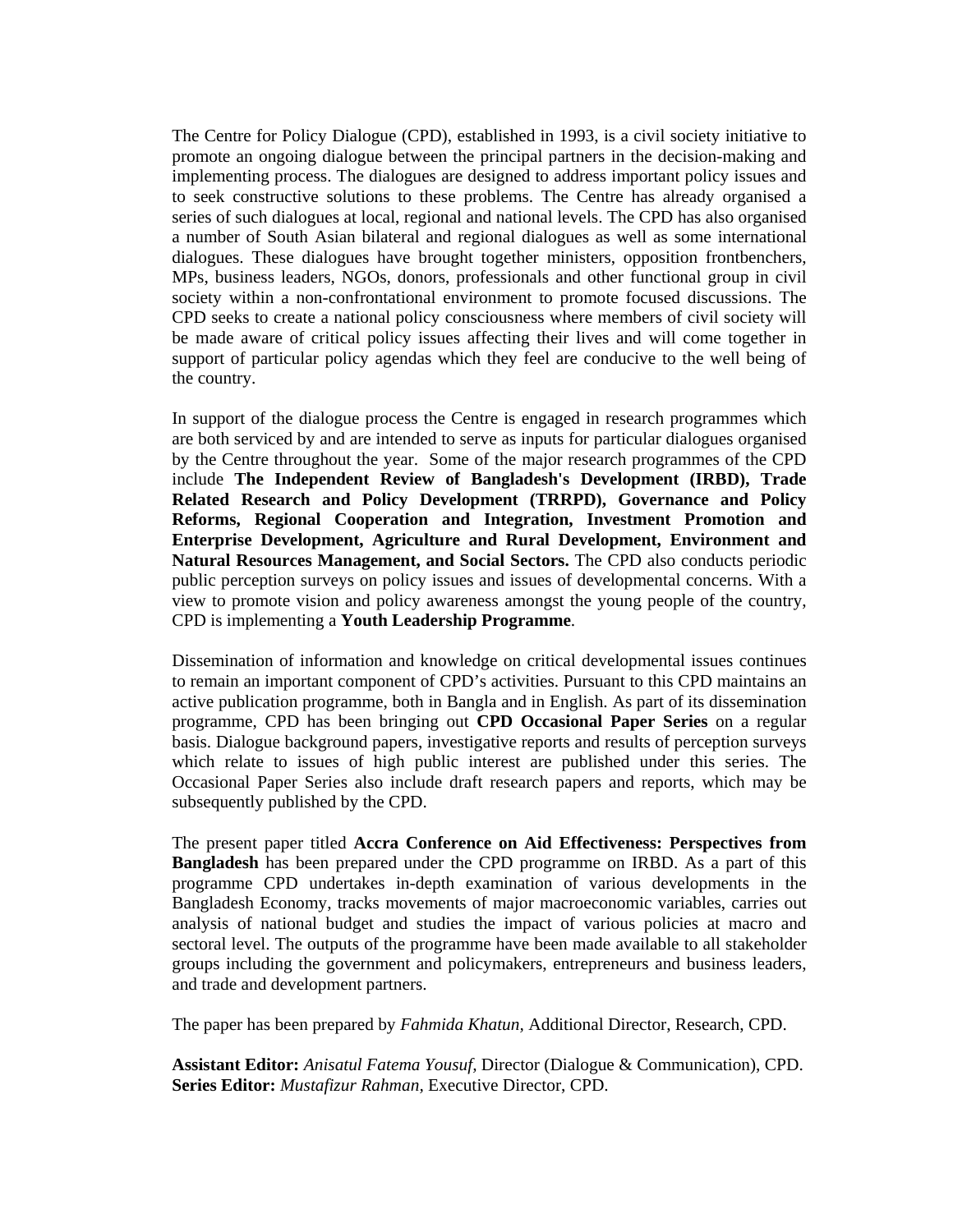The Centre for Policy Dialogue (CPD), established in 1993, is a civil society initiative to promote an ongoing dialogue between the principal partners in the decision-making and implementing process. The dialogues are designed to address important policy issues and to seek constructive solutions to these problems. The Centre has already organised a series of such dialogues at local, regional and national levels. The CPD has also organised a number of South Asian bilateral and regional dialogues as well as some international dialogues. These dialogues have brought together ministers, opposition frontbenchers, MPs, business leaders, NGOs, donors, professionals and other functional group in civil society within a non-confrontational environment to promote focused discussions. The CPD seeks to create a national policy consciousness where members of civil society will be made aware of critical policy issues affecting their lives and will come together in support of particular policy agendas which they feel are conducive to the well being of the country.

In support of the dialogue process the Centre is engaged in research programmes which are both serviced by and are intended to serve as inputs for particular dialogues organised by the Centre throughout the year. Some of the major research programmes of the CPD include **The Independent Review of Bangladesh's Development (IRBD), Trade Related Research and Policy Development (TRRPD), Governance and Policy Reforms, Regional Cooperation and Integration, Investment Promotion and Enterprise Development, Agriculture and Rural Development, Environment and Natural Resources Management, and Social Sectors.** The CPD also conducts periodic public perception surveys on policy issues and issues of developmental concerns. With a view to promote vision and policy awareness amongst the young people of the country, CPD is implementing a **Youth Leadership Programme**.

Dissemination of information and knowledge on critical developmental issues continues to remain an important component of CPD's activities. Pursuant to this CPD maintains an active publication programme, both in Bangla and in English. As part of its dissemination programme, CPD has been bringing out **CPD Occasional Paper Series** on a regular basis. Dialogue background papers, investigative reports and results of perception surveys which relate to issues of high public interest are published under this series. The Occasional Paper Series also include draft research papers and reports, which may be subsequently published by the CPD.

The present paper titled **Accra Conference on Aid Effectiveness: Perspectives from Bangladesh** has been prepared under the CPD programme on IRBD. As a part of this programme CPD undertakes in-depth examination of various developments in the Bangladesh Economy, tracks movements of major macroeconomic variables, carries out analysis of national budget and studies the impact of various policies at macro and sectoral level. The outputs of the programme have been made available to all stakeholder groups including the government and policymakers, entrepreneurs and business leaders, and trade and development partners.

The paper has been prepared by *Fahmida Khatun,* Additional Director, Research, CPD.

**Assistant Editor:** *Anisatul Fatema Yousuf,* Director (Dialogue & Communication), CPD.
**Series Editor:** *Mustafizur Rahman,* Executive Director, CPD.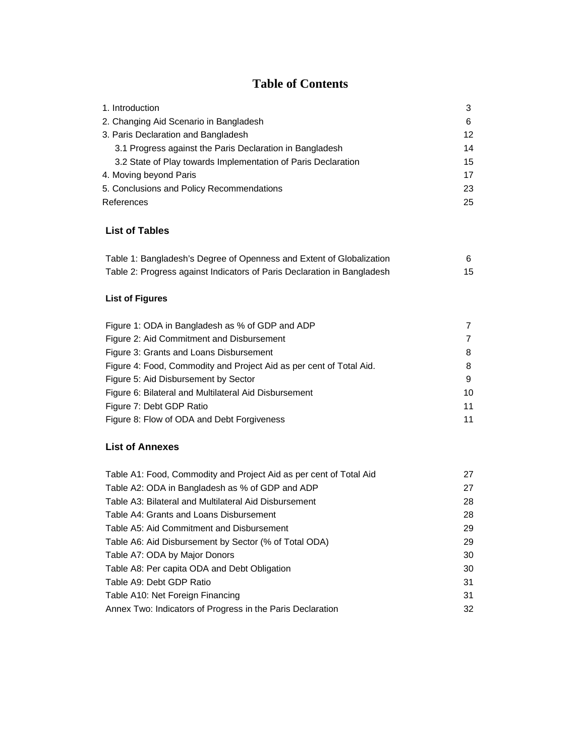# Table of Contents

| | |
|---|---|
| 1. Introduction | 3 |
| 2. Changing Aid Scenario in Bangladesh | 6 |
| 3. Paris Declaration and Bangladesh | 12 |
| 3.1 Progress against the Paris Declaration in Bangladesh | 14 |
| 3.2 State of Play towards Implementation of Paris Declaration | 15 |
| 4. Moving beyond Paris | 17 |
| 5. Conclusions and Policy Recommendations | 23 |
| References | 25 |

## List of Tables

| | |
|---|---|
| Table 1: Bangladesh's Degree of Openness and Extent of Globalization | 6 |
| Table 2: Progress against Indicators of Paris Declaration in Bangladesh | 15 |

## List of Figures

| | |
|---|---|
| Figure 1: ODA in Bangladesh as % of GDP and ADP | 7 |
| Figure 2: Aid Commitment and Disbursement | 7 |
| Figure 3: Grants and Loans Disbursement | 8 |
| Figure 4: Food, Commodity and Project Aid as per cent of Total Aid. | 8 |
| Figure 5: Aid Disbursement by Sector | 9 |
| Figure 6: Bilateral and Multilateral Aid Disbursement | 10 |
| Figure 7: Debt GDP Ratio | 11 |
| Figure 8: Flow of ODA and Debt Forgiveness | 11 |

## List of Annexes

| | |
|---|---|
| Table A1: Food, Commodity and Project Aid as per cent of Total Aid | 27 |
| Table A2: ODA in Bangladesh as % of GDP and ADP | 27 |
| Table A3: Bilateral and Multilateral Aid Disbursement | 28 |
| Table A4: Grants and Loans Disbursement | 28 |
| Table A5: Aid Commitment and Disbursement | 29 |
| Table A6: Aid Disbursement by Sector (% of Total ODA) | 29 |
| Table A7: ODA by Major Donors | 30 |
| Table A8: Per capita ODA and Debt Obligation | 30 |
| Table A9: Debt GDP Ratio | 31 |
| Table A10: Net Foreign Financing | 31 |
| Annex Two: Indicators of Progress in the Paris Declaration | 32 |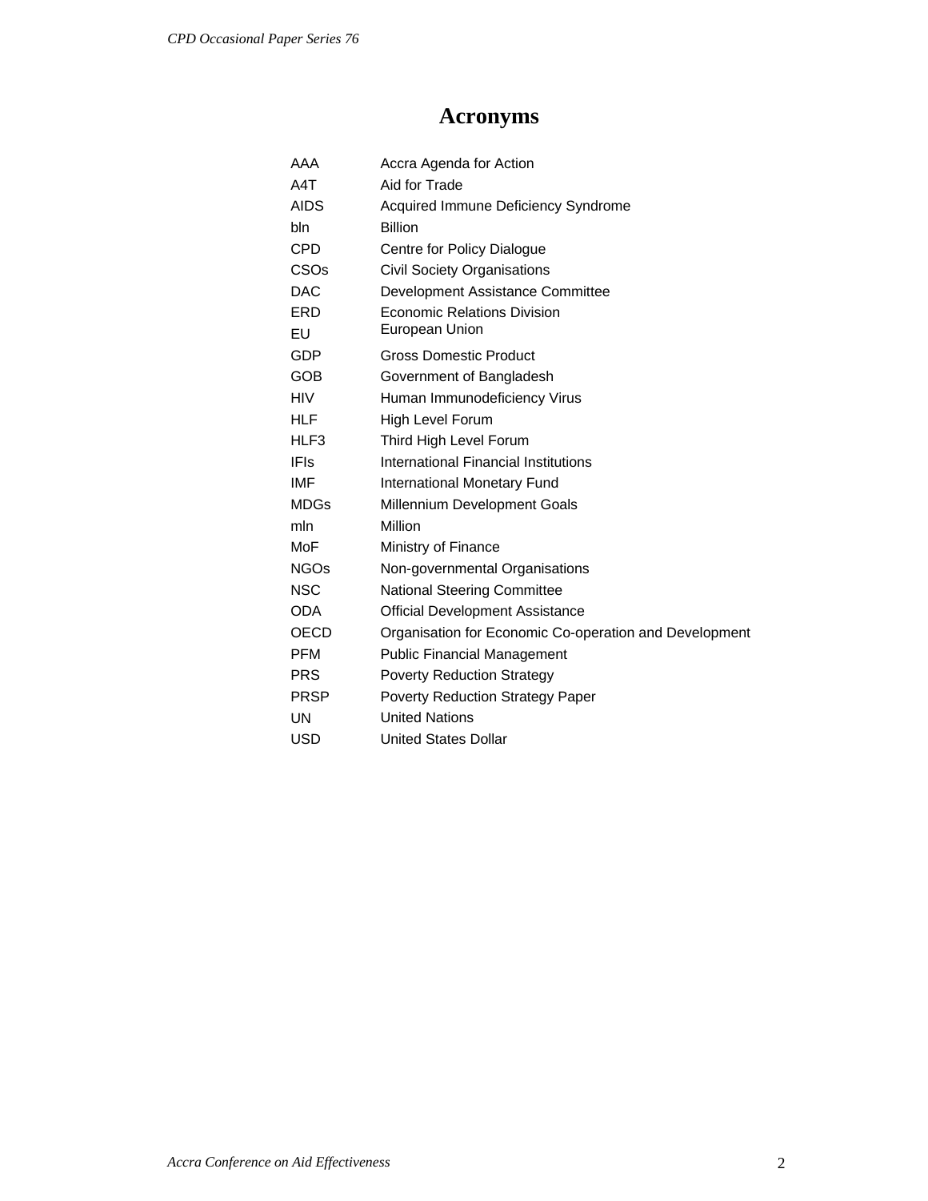# Acronyms

| | |
|---|---|
| AAA | Accra Agenda for Action |
| A4T | Aid for Trade |
| AIDS | Acquired Immune Deficiency Syndrome |
| bln | Billion |
| CPD | Centre for Policy Dialogue |
| CSOs | Civil Society Organisations |
| DAC | Development Assistance Committee |
| ERD | Economic Relations Division |
| EU | European Union |
| GDP | Gross Domestic Product |
| GOB | Government of Bangladesh |
| HIV | Human Immunodeficiency Virus |
| HLF | High Level Forum |
| HLF3 | Third High Level Forum |
| IFIs | International Financial Institutions |
| IMF | International Monetary Fund |
| MDGs | Millennium Development Goals |
| mln | Million |
| MoF | Ministry of Finance |
| NGOs | Non-governmental Organisations |
| NSC | National Steering Committee |
| ODA | Official Development Assistance |
| OECD | Organisation for Economic Co-operation and Development |
| PFM | Public Financial Management |
| PRS | Poverty Reduction Strategy |
| PRSP | Poverty Reduction Strategy Paper |
| UN | United Nations |
| USD | United States Dollar |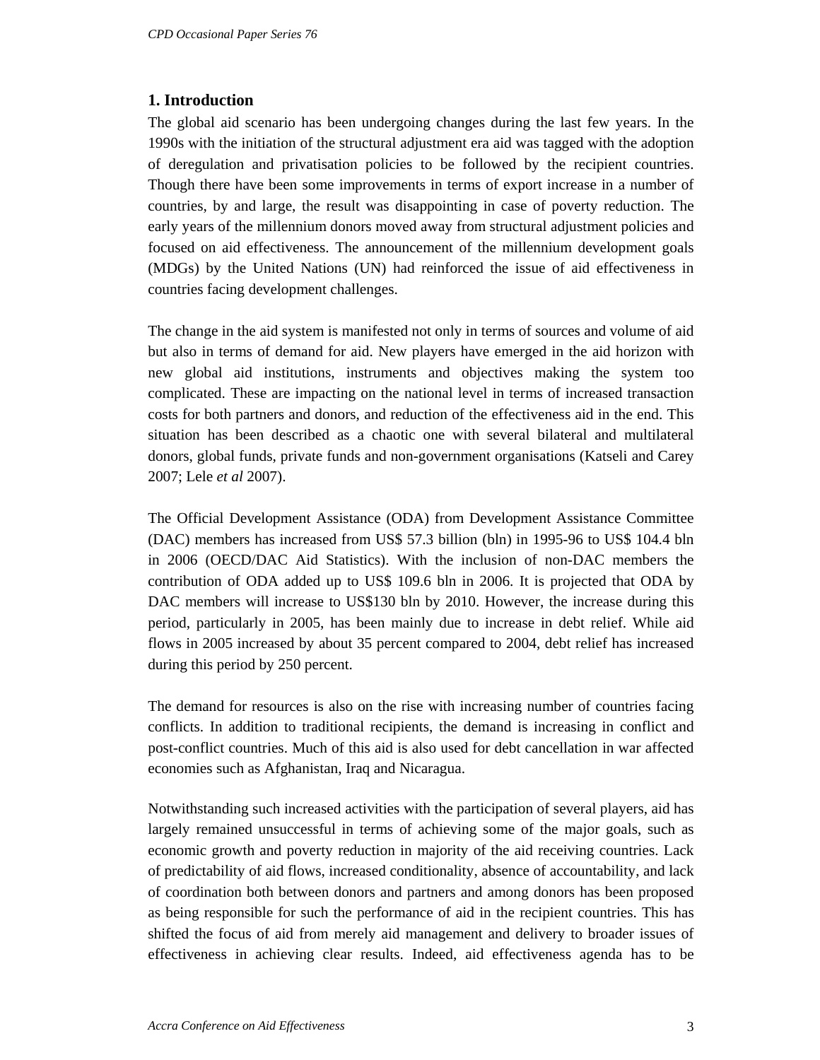## 1. Introduction

The global aid scenario has been undergoing changes during the last few years. In the 1990s with the initiation of the structural adjustment era aid was tagged with the adoption of deregulation and privatisation policies to be followed by the recipient countries. Though there have been some improvements in terms of export increase in a number of countries, by and large, the result was disappointing in case of poverty reduction. The early years of the millennium donors moved away from structural adjustment policies and focused on aid effectiveness. The announcement of the millennium development goals (MDGs) by the United Nations (UN) had reinforced the issue of aid effectiveness in countries facing development challenges.

The change in the aid system is manifested not only in terms of sources and volume of aid but also in terms of demand for aid. New players have emerged in the aid horizon with new global aid institutions, instruments and objectives making the system too complicated. These are impacting on the national level in terms of increased transaction costs for both partners and donors, and reduction of the effectiveness aid in the end. This situation has been described as a chaotic one with several bilateral and multilateral donors, global funds, private funds and non-government organisations (Katseli and Carey 2007; Lele *et al* 2007).

The Official Development Assistance (ODA) from Development Assistance Committee (DAC) members has increased from US$ 57.3 billion (bln) in 1995-96 to US$ 104.4 bln in 2006 (OECD/DAC Aid Statistics). With the inclusion of non-DAC members the contribution of ODA added up to US$ 109.6 bln in 2006. It is projected that ODA by DAC members will increase to US$130 bln by 2010. However, the increase during this period, particularly in 2005, has been mainly due to increase in debt relief. While aid flows in 2005 increased by about 35 percent compared to 2004, debt relief has increased during this period by 250 percent.

The demand for resources is also on the rise with increasing number of countries facing conflicts. In addition to traditional recipients, the demand is increasing in conflict and post-conflict countries. Much of this aid is also used for debt cancellation in war affected economies such as Afghanistan, Iraq and Nicaragua.

Notwithstanding such increased activities with the participation of several players, aid has largely remained unsuccessful in terms of achieving some of the major goals, such as economic growth and poverty reduction in majority of the aid receiving countries. Lack of predictability of aid flows, increased conditionality, absence of accountability, and lack of coordination both between donors and partners and among donors has been proposed as being responsible for such the performance of aid in the recipient countries. This has shifted the focus of aid from merely aid management and delivery to broader issues of effectiveness in achieving clear results. Indeed, aid effectiveness agenda has to be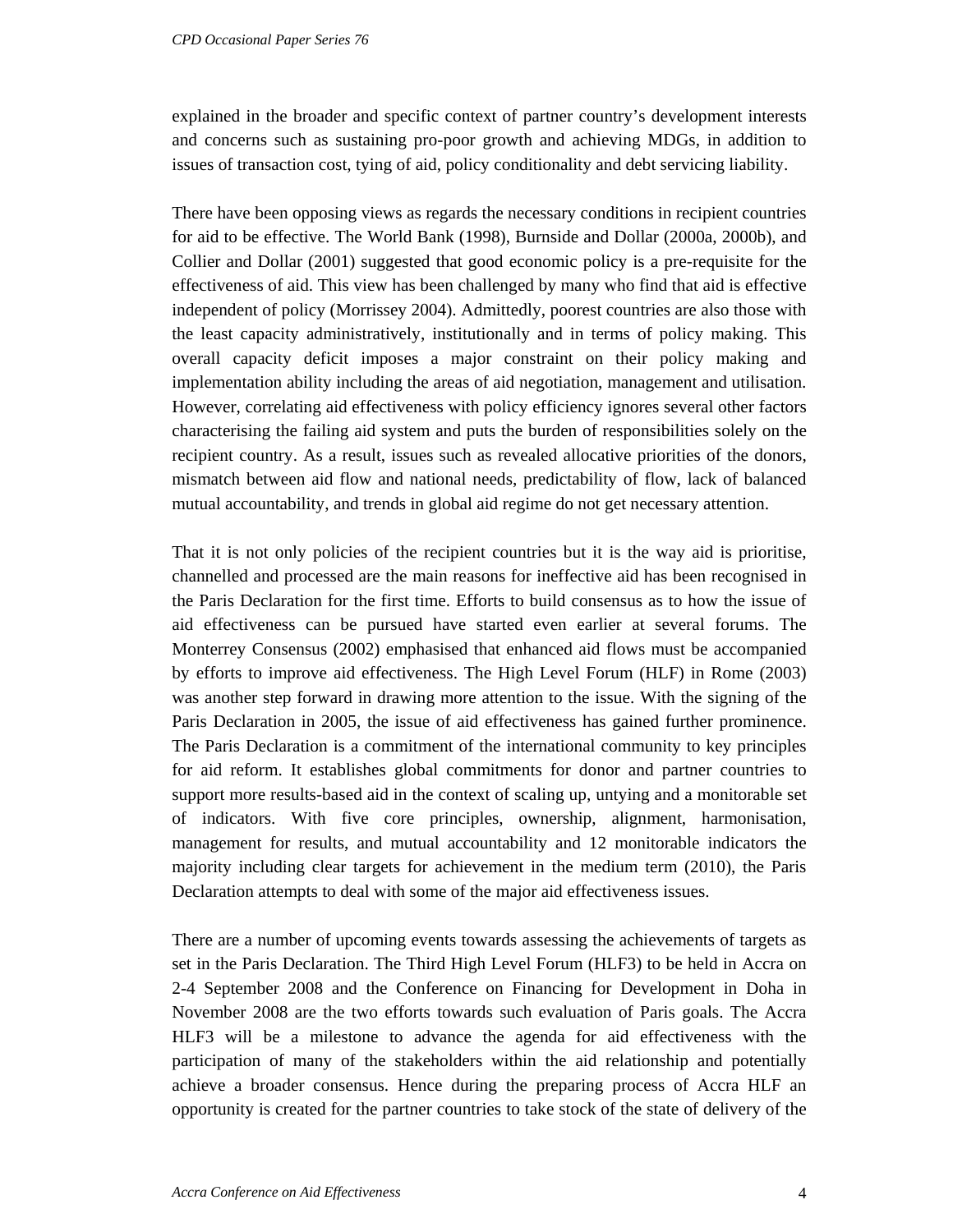explained in the broader and specific context of partner country's development interests and concerns such as sustaining pro-poor growth and achieving MDGs, in addition to issues of transaction cost, tying of aid, policy conditionality and debt servicing liability.

There have been opposing views as regards the necessary conditions in recipient countries for aid to be effective. The World Bank (1998), Burnside and Dollar (2000a, 2000b), and Collier and Dollar (2001) suggested that good economic policy is a pre-requisite for the effectiveness of aid. This view has been challenged by many who find that aid is effective independent of policy (Morrissey 2004). Admittedly, poorest countries are also those with the least capacity administratively, institutionally and in terms of policy making. This overall capacity deficit imposes a major constraint on their policy making and implementation ability including the areas of aid negotiation, management and utilisation. However, correlating aid effectiveness with policy efficiency ignores several other factors characterising the failing aid system and puts the burden of responsibilities solely on the recipient country. As a result, issues such as revealed allocative priorities of the donors, mismatch between aid flow and national needs, predictability of flow, lack of balanced mutual accountability, and trends in global aid regime do not get necessary attention.

That it is not only policies of the recipient countries but it is the way aid is prioritise, channelled and processed are the main reasons for ineffective aid has been recognised in the Paris Declaration for the first time. Efforts to build consensus as to how the issue of aid effectiveness can be pursued have started even earlier at several forums. The Monterrey Consensus (2002) emphasised that enhanced aid flows must be accompanied by efforts to improve aid effectiveness. The High Level Forum (HLF) in Rome (2003) was another step forward in drawing more attention to the issue. With the signing of the Paris Declaration in 2005, the issue of aid effectiveness has gained further prominence. The Paris Declaration is a commitment of the international community to key principles for aid reform. It establishes global commitments for donor and partner countries to support more results-based aid in the context of scaling up, untying and a monitorable set of indicators. With five core principles, ownership, alignment, harmonisation, management for results, and mutual accountability and 12 monitorable indicators the majority including clear targets for achievement in the medium term (2010), the Paris Declaration attempts to deal with some of the major aid effectiveness issues.

There are a number of upcoming events towards assessing the achievements of targets as set in the Paris Declaration. The Third High Level Forum (HLF3) to be held in Accra on 2-4 September 2008 and the Conference on Financing for Development in Doha in November 2008 are the two efforts towards such evaluation of Paris goals. The Accra HLF3 will be a milestone to advance the agenda for aid effectiveness with the participation of many of the stakeholders within the aid relationship and potentially achieve a broader consensus. Hence during the preparing process of Accra HLF an opportunity is created for the partner countries to take stock of the state of delivery of the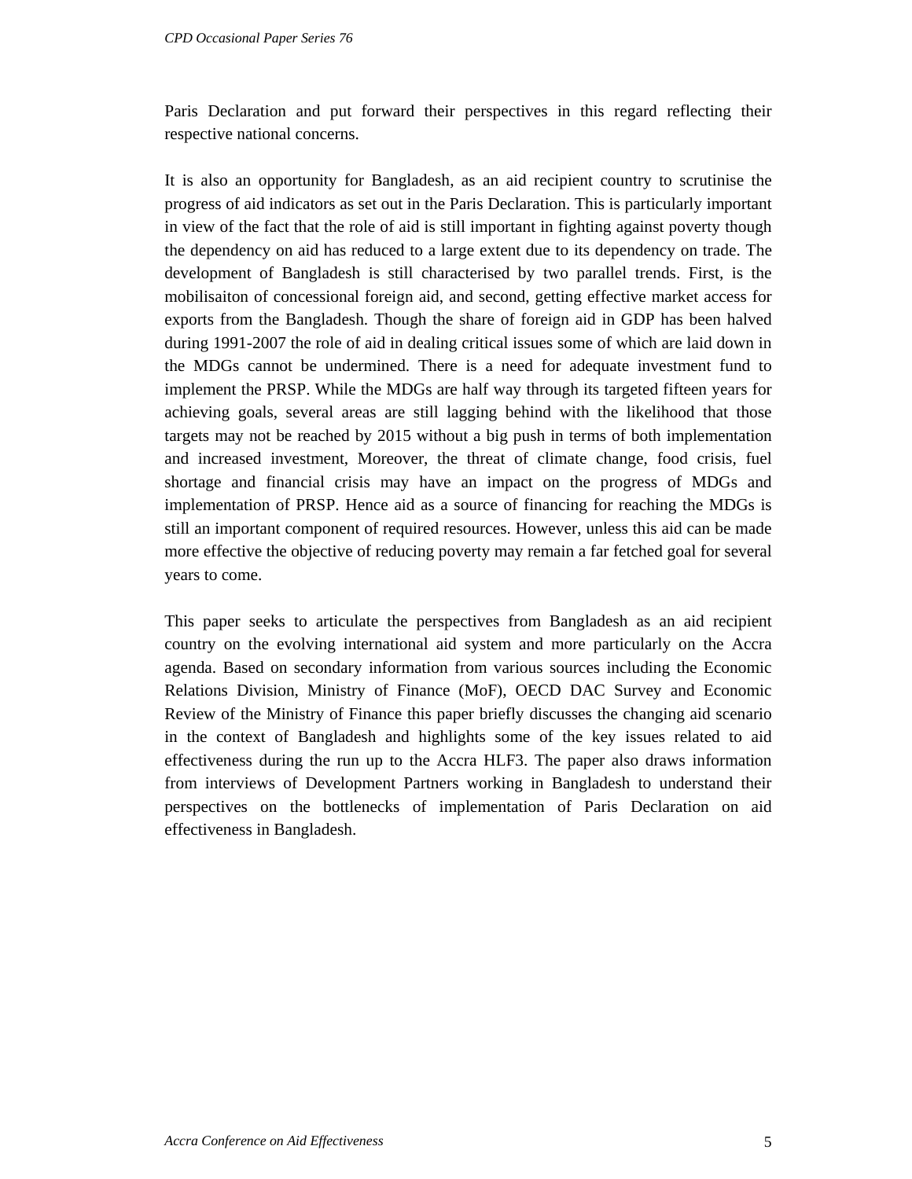Paris Declaration and put forward their perspectives in this regard reflecting their respective national concerns.

It is also an opportunity for Bangladesh, as an aid recipient country to scrutinise the progress of aid indicators as set out in the Paris Declaration. This is particularly important in view of the fact that the role of aid is still important in fighting against poverty though the dependency on aid has reduced to a large extent due to its dependency on trade. The development of Bangladesh is still characterised by two parallel trends. First, is the mobilisaiton of concessional foreign aid, and second, getting effective market access for exports from the Bangladesh. Though the share of foreign aid in GDP has been halved during 1991-2007 the role of aid in dealing critical issues some of which are laid down in the MDGs cannot be undermined. There is a need for adequate investment fund to implement the PRSP. While the MDGs are half way through its targeted fifteen years for achieving goals, several areas are still lagging behind with the likelihood that those targets may not be reached by 2015 without a big push in terms of both implementation and increased investment, Moreover, the threat of climate change, food crisis, fuel shortage and financial crisis may have an impact on the progress of MDGs and implementation of PRSP. Hence aid as a source of financing for reaching the MDGs is still an important component of required resources. However, unless this aid can be made more effective the objective of reducing poverty may remain a far fetched goal for several years to come.

This paper seeks to articulate the perspectives from Bangladesh as an aid recipient country on the evolving international aid system and more particularly on the Accra agenda. Based on secondary information from various sources including the Economic Relations Division, Ministry of Finance (MoF), OECD DAC Survey and Economic Review of the Ministry of Finance this paper briefly discusses the changing aid scenario in the context of Bangladesh and highlights some of the key issues related to aid effectiveness during the run up to the Accra HLF3. The paper also draws information from interviews of Development Partners working in Bangladesh to understand their perspectives on the bottlenecks of implementation of Paris Declaration on aid effectiveness in Bangladesh.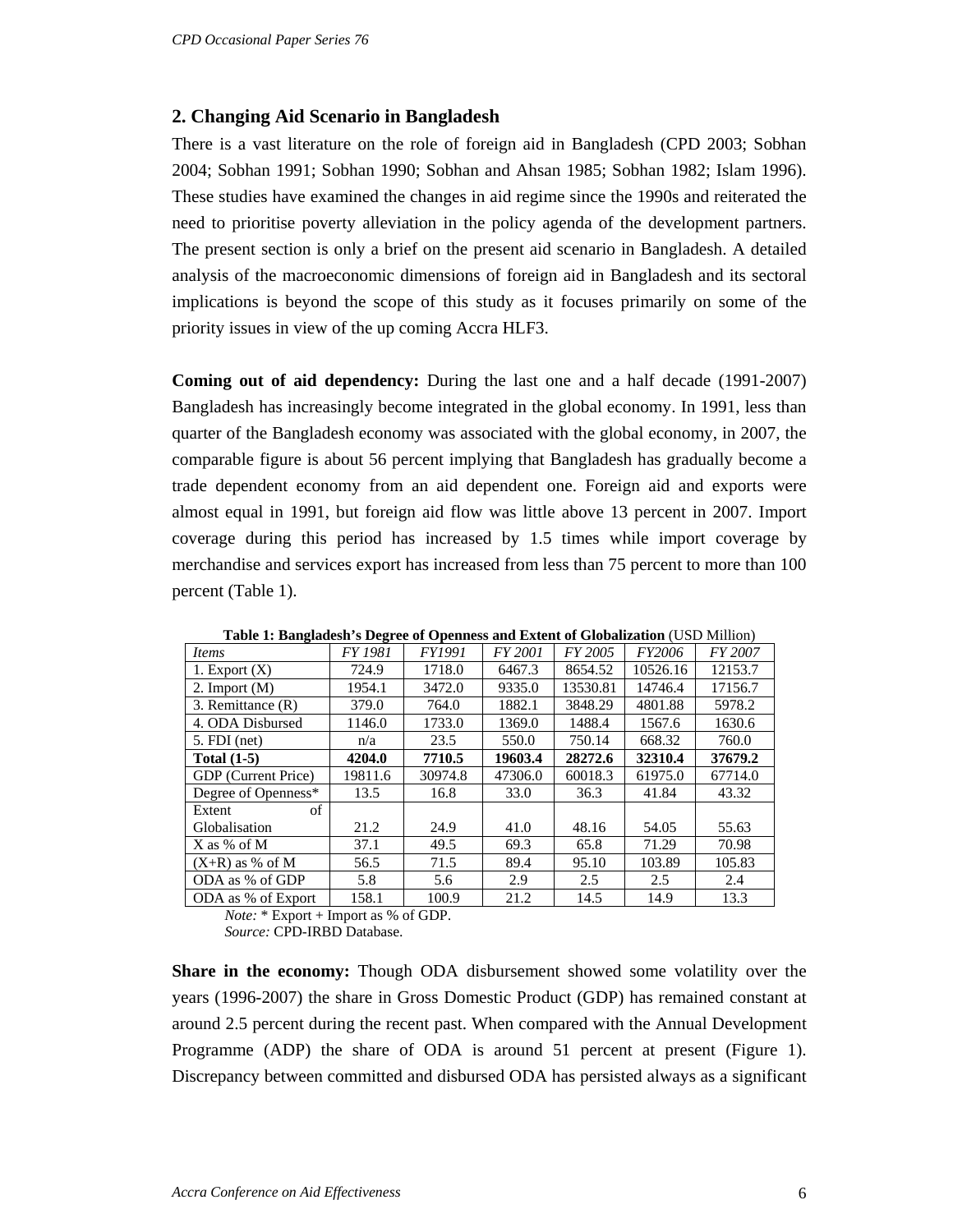## 2. Changing Aid Scenario in Bangladesh

There is a vast literature on the role of foreign aid in Bangladesh (CPD 2003; Sobhan 2004; Sobhan 1991; Sobhan 1990; Sobhan and Ahsan 1985; Sobhan 1982; Islam 1996). These studies have examined the changes in aid regime since the 1990s and reiterated the need to prioritise poverty alleviation in the policy agenda of the development partners. The present section is only a brief on the present aid scenario in Bangladesh. A detailed analysis of the macroeconomic dimensions of foreign aid in Bangladesh and its sectoral implications is beyond the scope of this study as it focuses primarily on some of the priority issues in view of the up coming Accra HLF3.

**Coming out of aid dependency:** During the last one and a half decade (1991-2007) Bangladesh has increasingly become integrated in the global economy. In 1991, less than quarter of the Bangladesh economy was associated with the global economy, in 2007, the comparable figure is about 56 percent implying that Bangladesh has gradually become a trade dependent economy from an aid dependent one. Foreign aid and exports were almost equal in 1991, but foreign aid flow was little above 13 percent in 2007. Import coverage during this period has increased by 1.5 times while import coverage by merchandise and services export has increased from less than 75 percent to more than 100 percent (Table 1).

**Table 1: Bangladesh's Degree of Openness and Extent of Globalization** (USD Million)

| *Items* | *FY 1981* | *FY1991* | *FY 2001* | *FY 2005* | *FY2006* | *FY 2007* |
|---|---|---|---|---|---|---|
| 1. Export (X) | 724.9 | 1718.0 | 6467.3 | 8654.52 | 10526.16 | 12153.7 |
| 2. Import (M) | 1954.1 | 3472.0 | 9335.0 | 13530.81 | 14746.4 | 17156.7 |
| 3. Remittance (R) | 379.0 | 764.0 | 1882.1 | 3848.29 | 4801.88 | 5978.2 |
| 4. ODA Disbursed | 1146.0 | 1733.0 | 1369.0 | 1488.4 | 1567.6 | 1630.6 |
| 5. FDI (net) | n/a | 23.5 | 550.0 | 750.14 | 668.32 | 760.0 |
| **Total (1-5)** | **4204.0** | **7710.5** | **19603.4** | **28272.6** | **32310.4** | **37679.2** |
| GDP (Current Price) | 19811.6 | 30974.8 | 47306.0 | 60018.3 | 61975.0 | 67714.0 |
| Degree of Openness* | 13.5 | 16.8 | 33.0 | 36.3 | 41.84 | 43.32 |
| Extent of Globalisation | 21.2 | 24.9 | 41.0 | 48.16 | 54.05 | 55.63 |
| X as % of M | 37.1 | 49.5 | 69.3 | 65.8 | 71.29 | 70.98 |
| (X+R) as % of M | 56.5 | 71.5 | 89.4 | 95.10 | 103.89 | 105.83 |
| ODA as % of GDP | 5.8 | 5.6 | 2.9 | 2.5 | 2.5 | 2.4 |
| ODA as % of Export | 158.1 | 100.9 | 21.2 | 14.5 | 14.9 | 13.3 |

*Note:* * Export + Import as % of GDP.
*Source:* CPD-IRBD Database.

**Share in the economy:** Though ODA disbursement showed some volatility over the years (1996-2007) the share in Gross Domestic Product (GDP) has remained constant at around 2.5 percent during the recent past. When compared with the Annual Development Programme (ADP) the share of ODA is around 51 percent at present (Figure 1). Discrepancy between committed and disbursed ODA has persisted always as a significant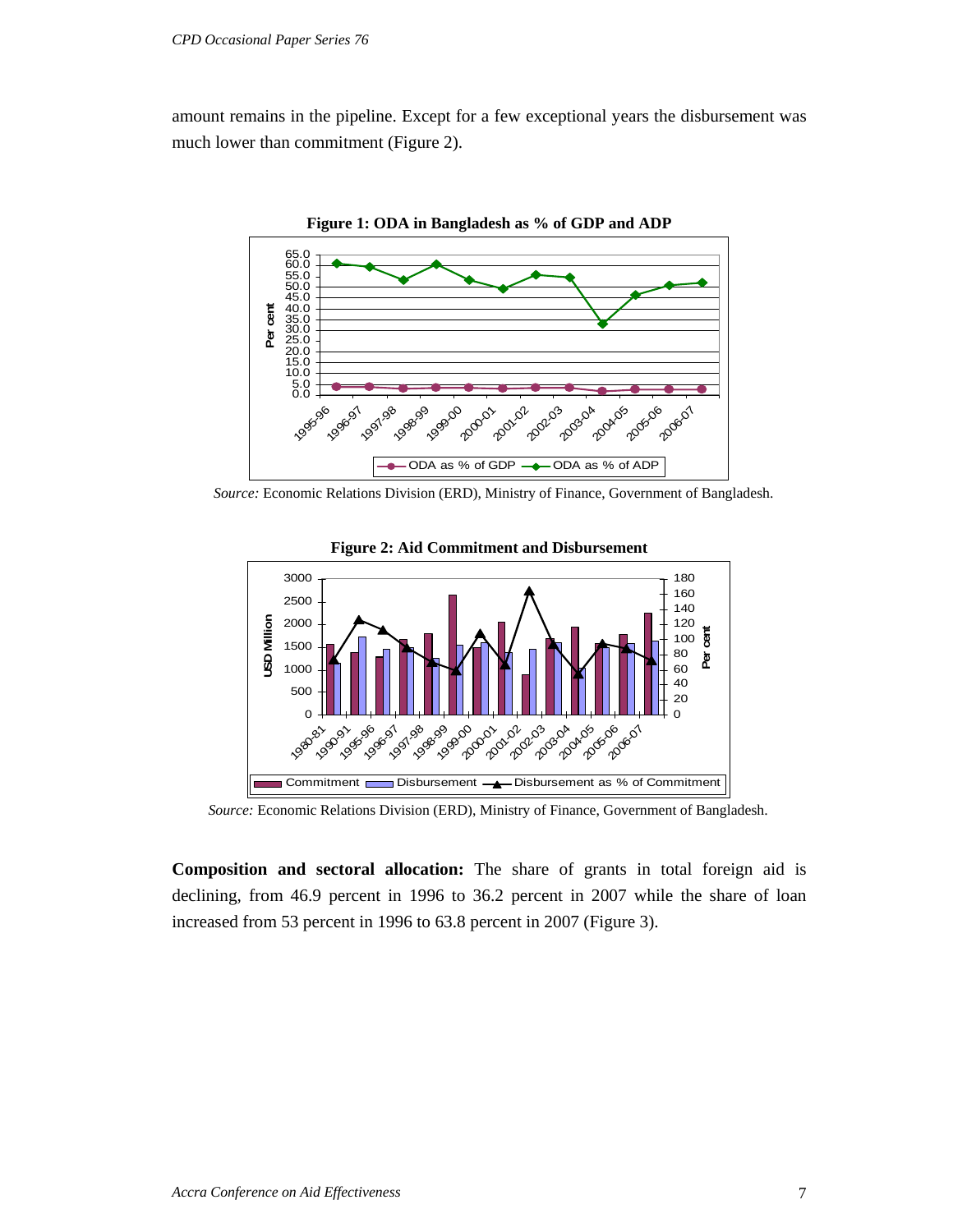amount remains in the pipeline. Except for a few exceptional years the disbursement was much lower than commitment (Figure 2).

**Figure 1: ODA in Bangladesh as % of GDP and ADP**

*Source:* Economic Relations Division (ERD), Ministry of Finance, Government of Bangladesh.

**Figure 2: Aid Commitment and Disbursement**

*Source:* Economic Relations Division (ERD), Ministry of Finance, Government of Bangladesh.

**Composition and sectoral allocation:** The share of grants in total foreign aid is declining, from 46.9 percent in 1996 to 36.2 percent in 2007 while the share of loan increased from 53 percent in 1996 to 63.8 percent in 2007 (Figure 3).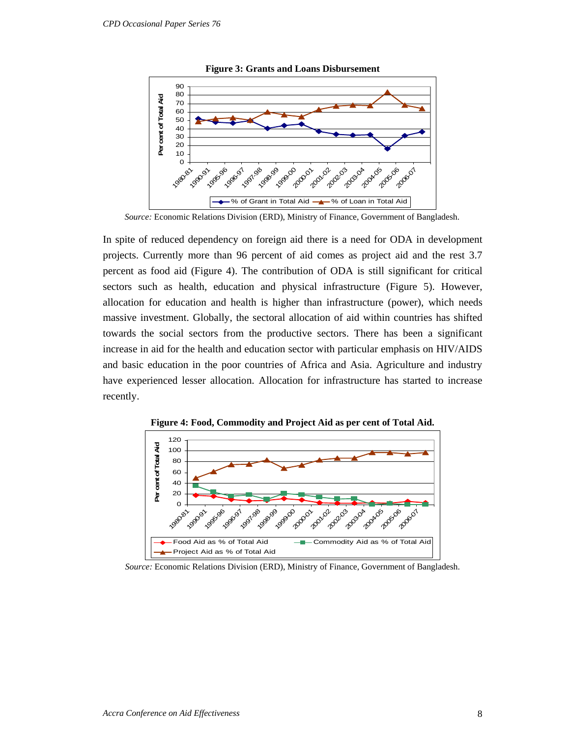**Figure 3: Grants and Loans Disbursement**

*Source:* Economic Relations Division (ERD), Ministry of Finance, Government of Bangladesh.

In spite of reduced dependency on foreign aid there is a need for ODA in development projects. Currently more than 96 percent of aid comes as project aid and the rest 3.7 percent as food aid (Figure 4). The contribution of ODA is still significant for critical sectors such as health, education and physical infrastructure (Figure 5). However, allocation for education and health is higher than infrastructure (power), which needs massive investment. Globally, the sectoral allocation of aid within countries has shifted towards the social sectors from the productive sectors. There has been a significant increase in aid for the health and education sector with particular emphasis on HIV/AIDS and basic education in the poor countries of Africa and Asia. Agriculture and industry have experienced lesser allocation. Allocation for infrastructure has started to increase recently.

**Figure 4: Food, Commodity and Project Aid as per cent of Total Aid.**

*Source:* Economic Relations Division (ERD), Ministry of Finance, Government of Bangladesh.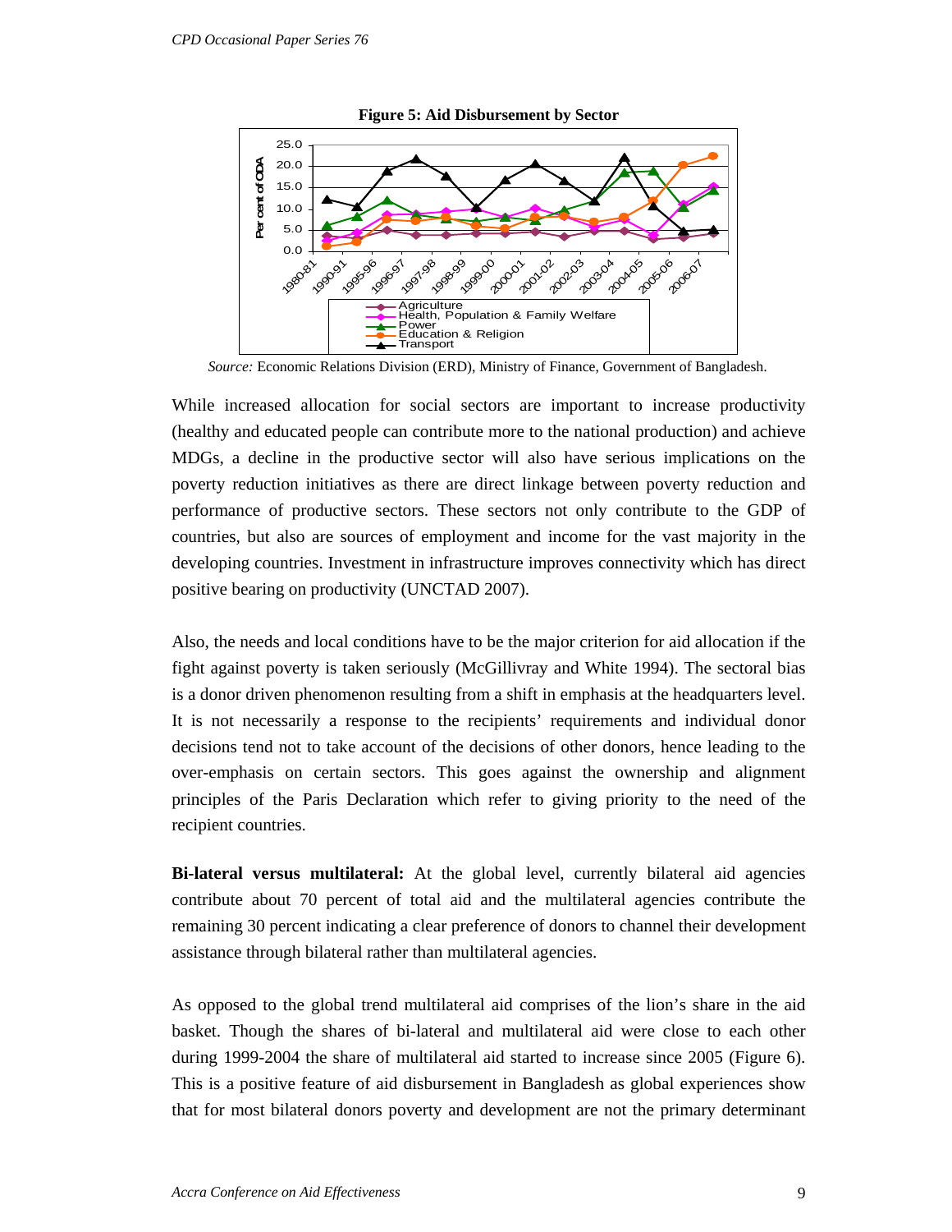**Figure 5: Aid Disbursement by Sector**

*Source:* Economic Relations Division (ERD), Ministry of Finance, Government of Bangladesh.

While increased allocation for social sectors are important to increase productivity (healthy and educated people can contribute more to the national production) and achieve MDGs, a decline in the productive sector will also have serious implications on the poverty reduction initiatives as there are direct linkage between poverty reduction and performance of productive sectors. These sectors not only contribute to the GDP of countries, but also are sources of employment and income for the vast majority in the developing countries. Investment in infrastructure improves connectivity which has direct positive bearing on productivity (UNCTAD 2007).

Also, the needs and local conditions have to be the major criterion for aid allocation if the fight against poverty is taken seriously (McGillivray and White 1994). The sectoral bias is a donor driven phenomenon resulting from a shift in emphasis at the headquarters level. It is not necessarily a response to the recipients' requirements and individual donor decisions tend not to take account of the decisions of other donors, hence leading to the over-emphasis on certain sectors. This goes against the ownership and alignment principles of the Paris Declaration which refer to giving priority to the need of the recipient countries.

**Bi-lateral versus multilateral:** At the global level, currently bilateral aid agencies contribute about 70 percent of total aid and the multilateral agencies contribute the remaining 30 percent indicating a clear preference of donors to channel their development assistance through bilateral rather than multilateral agencies.

As opposed to the global trend multilateral aid comprises of the lion's share in the aid basket. Though the shares of bi-lateral and multilateral aid were close to each other during 1999-2004 the share of multilateral aid started to increase since 2005 (Figure 6). This is a positive feature of aid disbursement in Bangladesh as global experiences show that for most bilateral donors poverty and development are not the primary determinant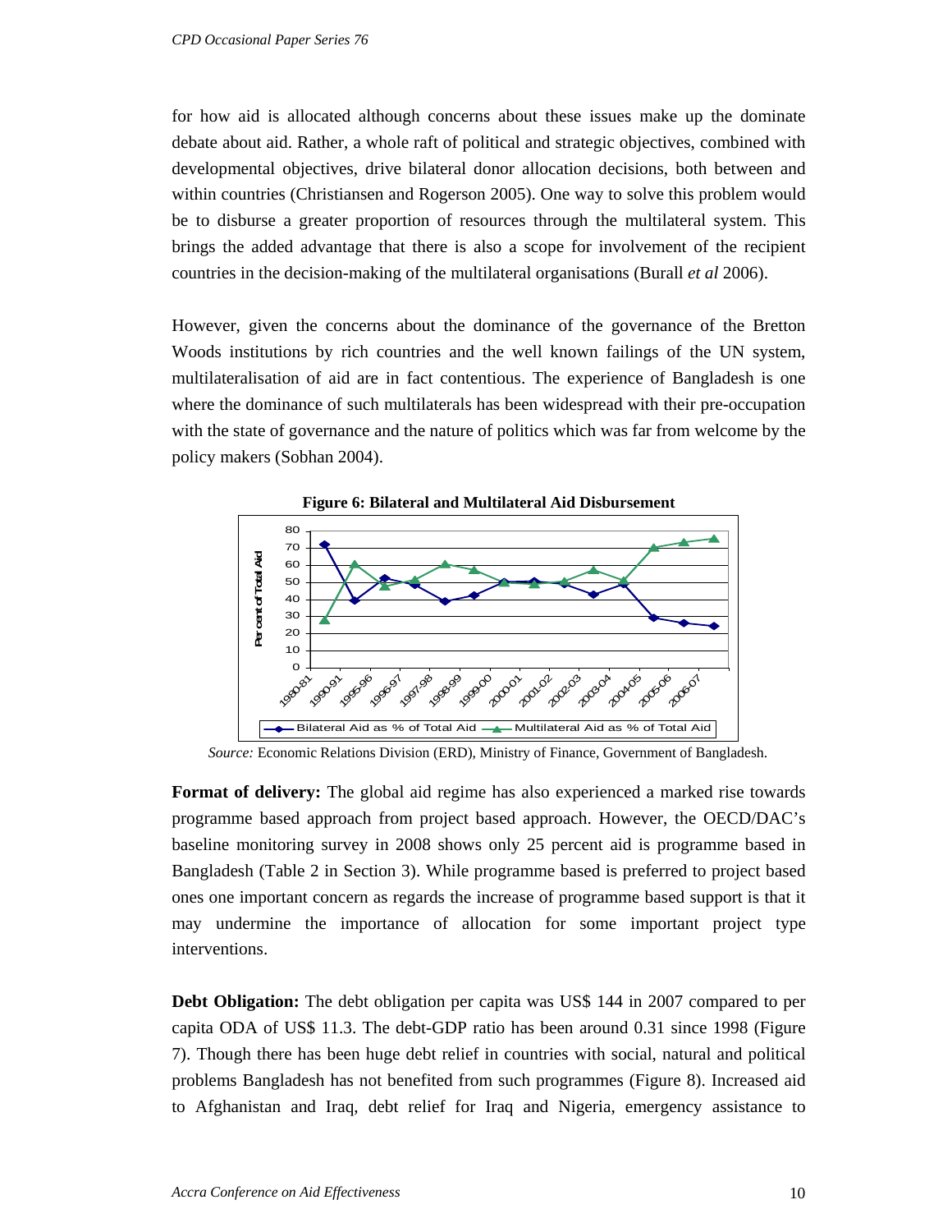for how aid is allocated although concerns about these issues make up the dominate debate about aid. Rather, a whole raft of political and strategic objectives, combined with developmental objectives, drive bilateral donor allocation decisions, both between and within countries (Christiansen and Rogerson 2005). One way to solve this problem would be to disburse a greater proportion of resources through the multilateral system. This brings the added advantage that there is also a scope for involvement of the recipient countries in the decision-making of the multilateral organisations (Burall *et al* 2006).

However, given the concerns about the dominance of the governance of the Bretton Woods institutions by rich countries and the well known failings of the UN system, multilateralisation of aid are in fact contentious. The experience of Bangladesh is one where the dominance of such multilaterals has been widespread with their pre-occupation with the state of governance and the nature of politics which was far from welcome by the policy makers (Sobhan 2004).

**Figure 6: Bilateral and Multilateral Aid Disbursement**

*Source:* Economic Relations Division (ERD), Ministry of Finance, Government of Bangladesh.

**Format of delivery:** The global aid regime has also experienced a marked rise towards programme based approach from project based approach. However, the OECD/DAC's baseline monitoring survey in 2008 shows only 25 percent aid is programme based in Bangladesh (Table 2 in Section 3). While programme based is preferred to project based ones one important concern as regards the increase of programme based support is that it may undermine the importance of allocation for some important project type interventions.

**Debt Obligation:** The debt obligation per capita was US$ 144 in 2007 compared to per capita ODA of US$ 11.3. The debt-GDP ratio has been around 0.31 since 1998 (Figure 7). Though there has been huge debt relief in countries with social, natural and political problems Bangladesh has not benefited from such programmes (Figure 8). Increased aid to Afghanistan and Iraq, debt relief for Iraq and Nigeria, emergency assistance to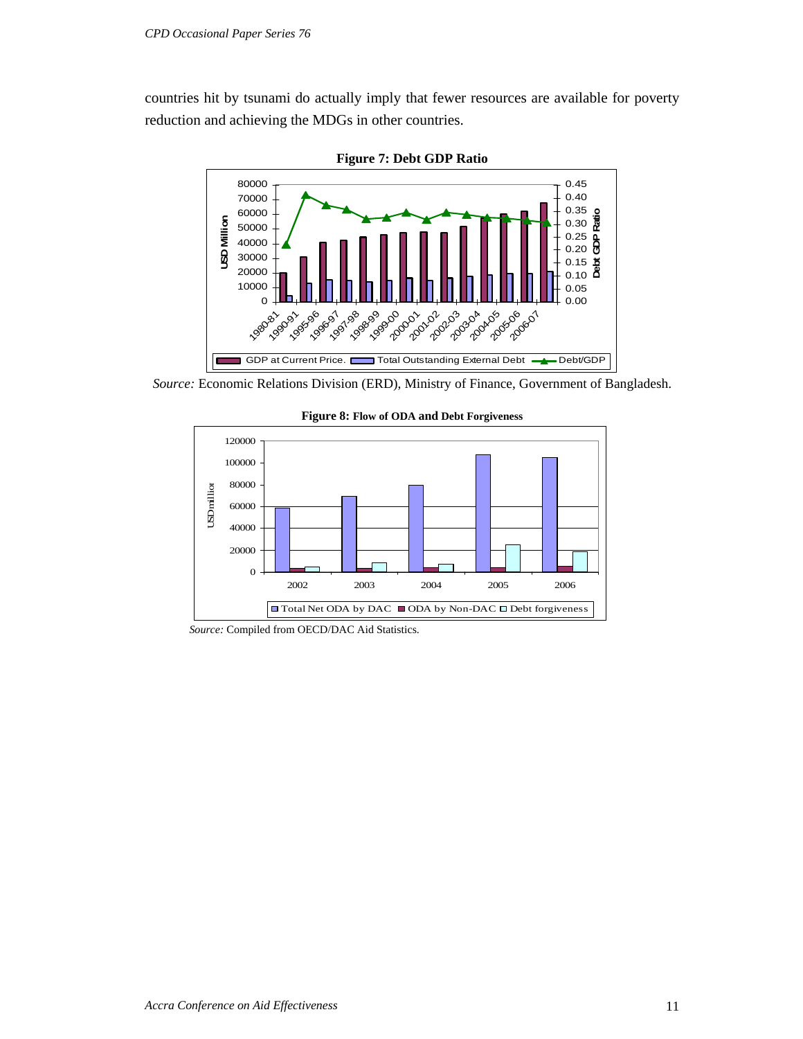countries hit by tsunami do actually imply that fewer resources are available for poverty reduction and achieving the MDGs in other countries.

**Figure 7: Debt GDP Ratio**

*Source:* Economic Relations Division (ERD), Ministry of Finance, Government of Bangladesh.

**Figure 8: Flow of ODA and Debt Forgiveness**

*Source:* Compiled from OECD/DAC Aid Statistics.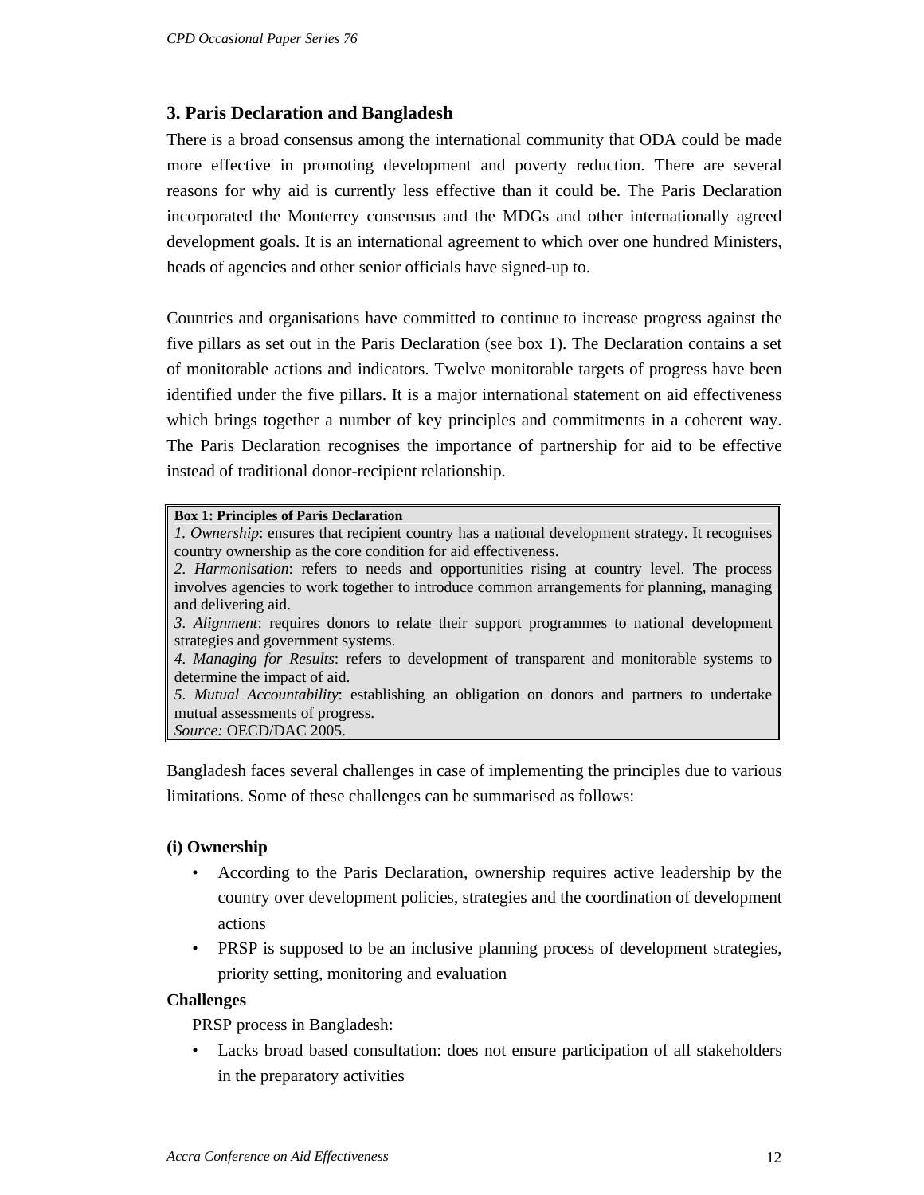## 3. Paris Declaration and Bangladesh

There is a broad consensus among the international community that ODA could be made more effective in promoting development and poverty reduction. There are several reasons for why aid is currently less effective than it could be. The Paris Declaration incorporated the Monterrey consensus and the MDGs and other internationally agreed development goals. It is an international agreement to which over one hundred Ministers, heads of agencies and other senior officials have signed-up to.

Countries and organisations have committed to continue to increase progress against the five pillars as set out in the Paris Declaration (see box 1). The Declaration contains a set of monitorable actions and indicators. Twelve monitorable targets of progress have been identified under the five pillars. It is a major international statement on aid effectiveness which brings together a number of key principles and commitments in a coherent way. The Paris Declaration recognises the importance of partnership for aid to be effective instead of traditional donor-recipient relationship.

> **Box 1: Principles of Paris Declaration**
>
> *1. Ownership*: ensures that recipient country has a national development strategy. It recognises country ownership as the core condition for aid effectiveness.
>
> *2. Harmonisation*: refers to needs and opportunities rising at country level. The process involves agencies to work together to introduce common arrangements for planning, managing and delivering aid.
>
> *3. Alignment*: requires donors to relate their support programmes to national development strategies and government systems.
>
> *4. Managing for Results*: refers to development of transparent and monitorable systems to determine the impact of aid.
>
> *5. Mutual Accountability*: establishing an obligation on donors and partners to undertake mutual assessments of progress.
>
> *Source:* OECD/DAC 2005.

Bangladesh faces several challenges in case of implementing the principles due to various limitations. Some of these challenges can be summarised as follows:

**(i) Ownership**

- According to the Paris Declaration, ownership requires active leadership by the country over development policies, strategies and the coordination of development actions
- PRSP is supposed to be an inclusive planning process of development strategies, priority setting, monitoring and evaluation

**Challenges**

PRSP process in Bangladesh:

- Lacks broad based consultation: does not ensure participation of all stakeholders in the preparatory activities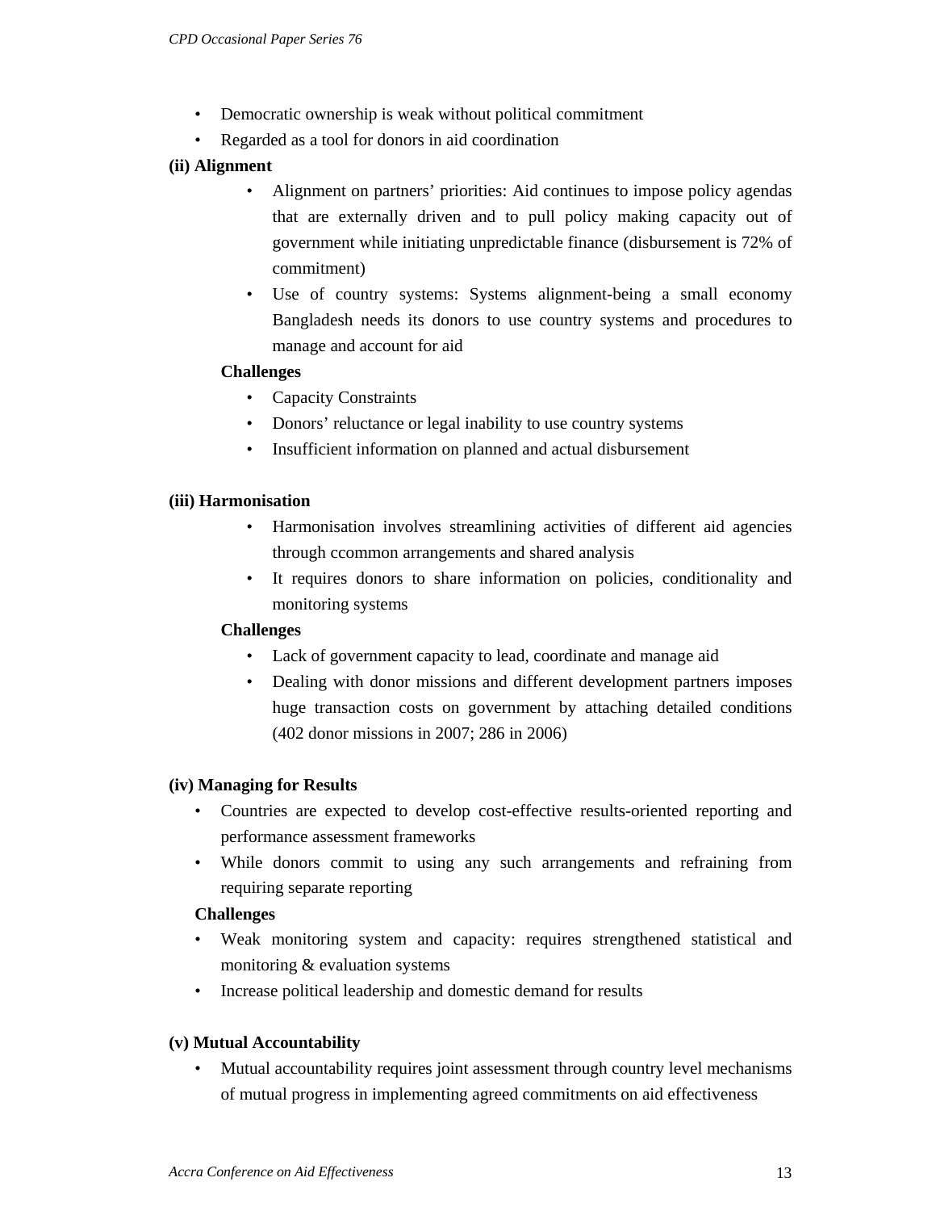- Democratic ownership is weak without political commitment
- Regarded as a tool for donors in aid coordination

**(ii) Alignment**

- Alignment on partners' priorities: Aid continues to impose policy agendas that are externally driven and to pull policy making capacity out of government while initiating unpredictable finance (disbursement is 72% of commitment)
- Use of country systems: Systems alignment-being a small economy Bangladesh needs its donors to use country systems and procedures to manage and account for aid

**Challenges**

- Capacity Constraints
- Donors' reluctance or legal inability to use country systems
- Insufficient information on planned and actual disbursement

**(iii) Harmonisation**

- Harmonisation involves streamlining activities of different aid agencies through ccommon arrangements and shared analysis
- It requires donors to share information on policies, conditionality and monitoring systems

**Challenges**

- Lack of government capacity to lead, coordinate and manage aid
- Dealing with donor missions and different development partners imposes huge transaction costs on government by attaching detailed conditions (402 donor missions in 2007; 286 in 2006)

**(iv) Managing for Results**

- Countries are expected to develop cost-effective results-oriented reporting and performance assessment frameworks
- While donors commit to using any such arrangements and refraining from requiring separate reporting

**Challenges**

- Weak monitoring system and capacity: requires strengthened statistical and monitoring & evaluation systems
- Increase political leadership and domestic demand for results

**(v) Mutual Accountability**

- Mutual accountability requires joint assessment through country level mechanisms of mutual progress in implementing agreed commitments on aid effectiveness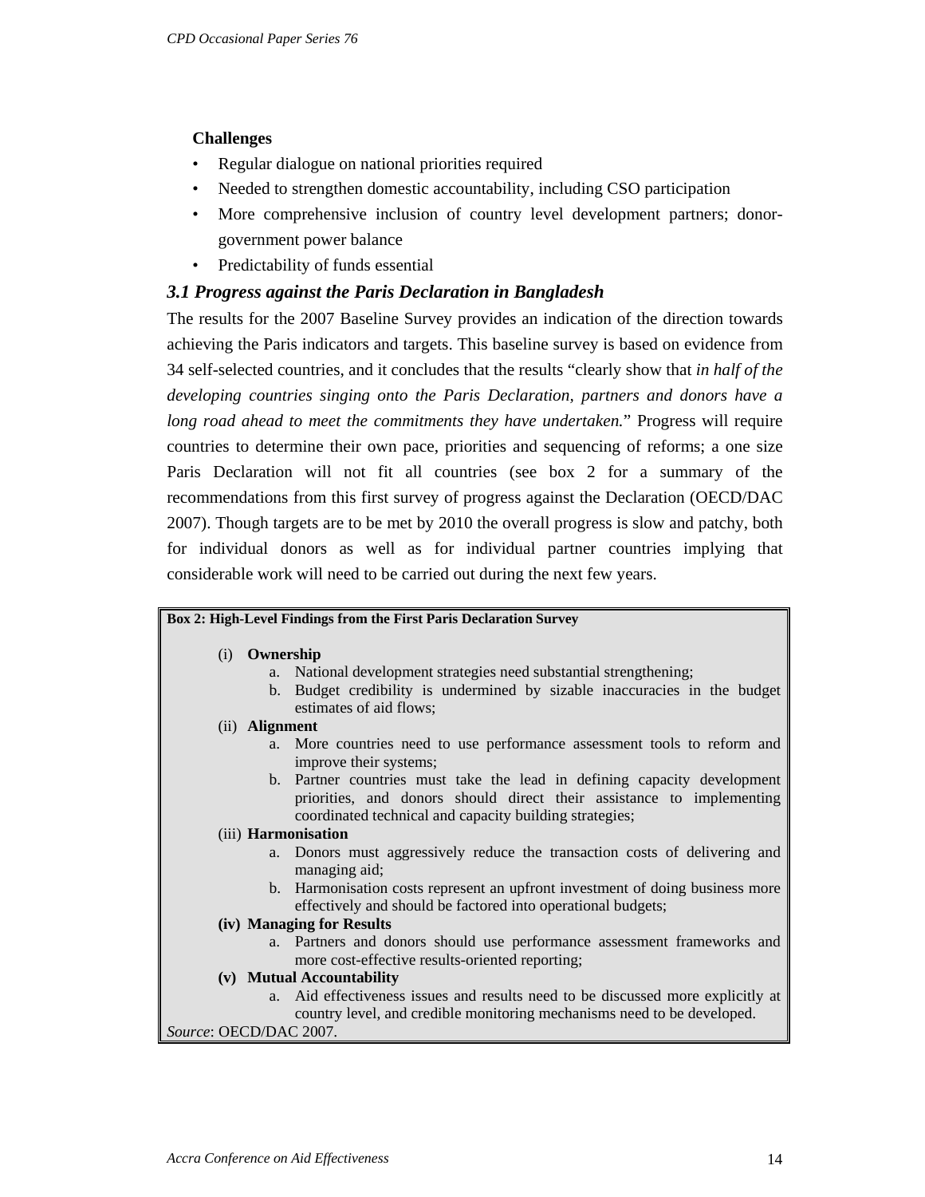**Challenges**

- Regular dialogue on national priorities required
- Needed to strengthen domestic accountability, including CSO participation
- More comprehensive inclusion of country level development partners; donor-government power balance
- Predictability of funds essential

### *3.1 Progress against the Paris Declaration in Bangladesh*

The results for the 2007 Baseline Survey provides an indication of the direction towards achieving the Paris indicators and targets. This baseline survey is based on evidence from 34 self-selected countries, and it concludes that the results "clearly show that *in half of the developing countries singing onto the Paris Declaration, partners and donors have a long road ahead to meet the commitments they have undertaken.*" Progress will require countries to determine their own pace, priorities and sequencing of reforms; a one size Paris Declaration will not fit all countries (see box 2 for a summary of the recommendations from this first survey of progress against the Declaration (OECD/DAC 2007). Though targets are to be met by 2010 the overall progress is slow and patchy, both for individual donors as well as for individual partner countries implying that considerable work will need to be carried out during the next few years.

**Box 2: High-Level Findings from the First Paris Declaration Survey**

(i) **Ownership**

a. National development strategies need substantial strengthening;
b. Budget credibility is undermined by sizable inaccuracies in the budget estimates of aid flows;

(ii) **Alignment**

a. More countries need to use performance assessment tools to reform and improve their systems;
b. Partner countries must take the lead in defining capacity development priorities, and donors should direct their assistance to implementing coordinated technical and capacity building strategies;

(iii) **Harmonisation**

a. Donors must aggressively reduce the transaction costs of delivering and managing aid;
b. Harmonisation costs represent an upfront investment of doing business more effectively and should be factored into operational budgets;

**(iv) Managing for Results**

a. Partners and donors should use performance assessment frameworks and more cost-effective results-oriented reporting;

**(v) Mutual Accountability**

a. Aid effectiveness issues and results need to be discussed more explicitly at country level, and credible monitoring mechanisms need to be developed.

*Source*: OECD/DAC 2007.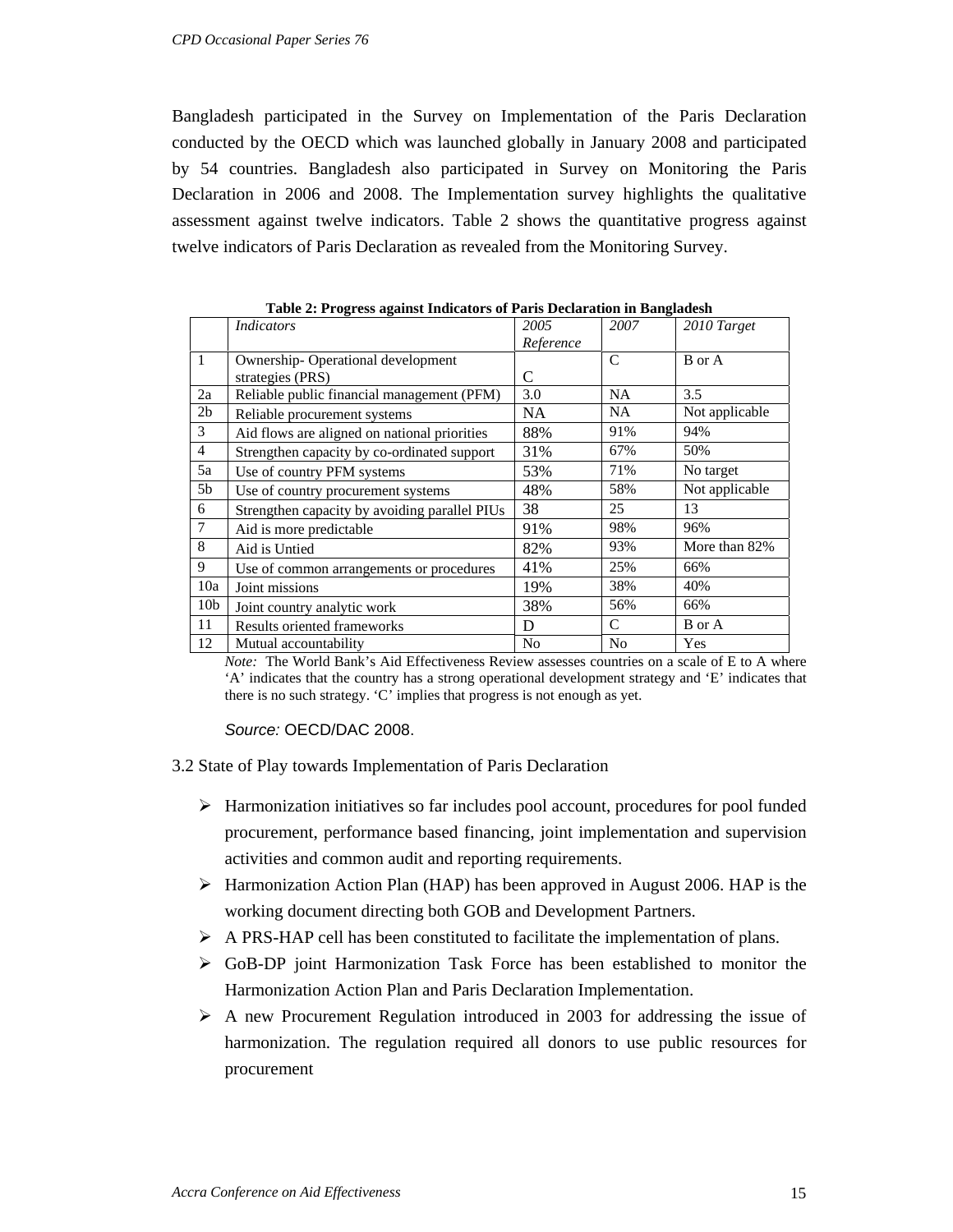Bangladesh participated in the Survey on Implementation of the Paris Declaration conducted by the OECD which was launched globally in January 2008 and participated by 54 countries. Bangladesh also participated in Survey on Monitoring the Paris Declaration in 2006 and 2008. The Implementation survey highlights the qualitative assessment against twelve indicators. Table 2 shows the quantitative progress against twelve indicators of Paris Declaration as revealed from the Monitoring Survey.

**Table 2: Progress against Indicators of Paris Declaration in Bangladesh**

| | *Indicators* | *2005 Reference* | *2007* | *2010 Target* |
|---|---|---|---|---|
| 1 | Ownership- Operational development strategies (PRS) | C | C | B or A |
| 2a | Reliable public financial management (PFM) | 3.0 | NA | 3.5 |
| 2b | Reliable procurement systems | NA | NA | Not applicable |
| 3 | Aid flows are aligned on national priorities | 88% | 91% | 94% |
| 4 | Strengthen capacity by co-ordinated support | 31% | 67% | 50% |
| 5a | Use of country PFM systems | 53% | 71% | No target |
| 5b | Use of country procurement systems | 48% | 58% | Not applicable |
| 6 | Strengthen capacity by avoiding parallel PIUs | 38 | 25 | 13 |
| 7 | Aid is more predictable | 91% | 98% | 96% |
| 8 | Aid is Untied | 82% | 93% | More than 82% |
| 9 | Use of common arrangements or procedures | 41% | 25% | 66% |
| 10a | Joint missions | 19% | 38% | 40% |
| 10b | Joint country analytic work | 38% | 56% | 66% |
| 11 | Results oriented frameworks | D | C | B or A |
| 12 | Mutual accountability | No | No | Yes |

*Note:* The World Bank's Aid Effectiveness Review assesses countries on a scale of E to A where 'A' indicates that the country has a strong operational development strategy and 'E' indicates that there is no such strategy. 'C' implies that progress is not enough as yet.

*Source:* OECD/DAC 2008.

3.2 State of Play towards Implementation of Paris Declaration

- Harmonization initiatives so far includes pool account, procedures for pool funded procurement, performance based financing, joint implementation and supervision activities and common audit and reporting requirements.
- Harmonization Action Plan (HAP) has been approved in August 2006. HAP is the working document directing both GOB and Development Partners.
- A PRS-HAP cell has been constituted to facilitate the implementation of plans.
- GoB-DP joint Harmonization Task Force has been established to monitor the Harmonization Action Plan and Paris Declaration Implementation.
- A new Procurement Regulation introduced in 2003 for addressing the issue of harmonization. The regulation required all donors to use public resources for procurement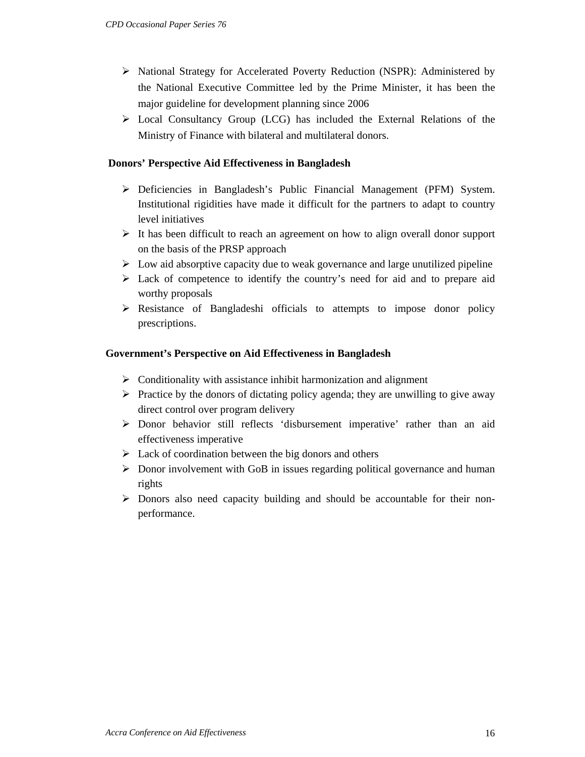- National Strategy for Accelerated Poverty Reduction (NSPR): Administered by the National Executive Committee led by the Prime Minister, it has been the major guideline for development planning since 2006
- Local Consultancy Group (LCG) has included the External Relations of the Ministry of Finance with bilateral and multilateral donors.

**Donors' Perspective Aid Effectiveness in Bangladesh**

- Deficiencies in Bangladesh's Public Financial Management (PFM) System. Institutional rigidities have made it difficult for the partners to adapt to country level initiatives
- It has been difficult to reach an agreement on how to align overall donor support on the basis of the PRSP approach
- Low aid absorptive capacity due to weak governance and large unutilized pipeline
- Lack of competence to identify the country's need for aid and to prepare aid worthy proposals
- Resistance of Bangladeshi officials to attempts to impose donor policy prescriptions.

**Government's Perspective on Aid Effectiveness in Bangladesh**

- Conditionality with assistance inhibit harmonization and alignment
- Practice by the donors of dictating policy agenda; they are unwilling to give away direct control over program delivery
- Donor behavior still reflects 'disbursement imperative' rather than an aid effectiveness imperative
- Lack of coordination between the big donors and others
- Donor involvement with GoB in issues regarding political governance and human rights
- Donors also need capacity building and should be accountable for their non-performance.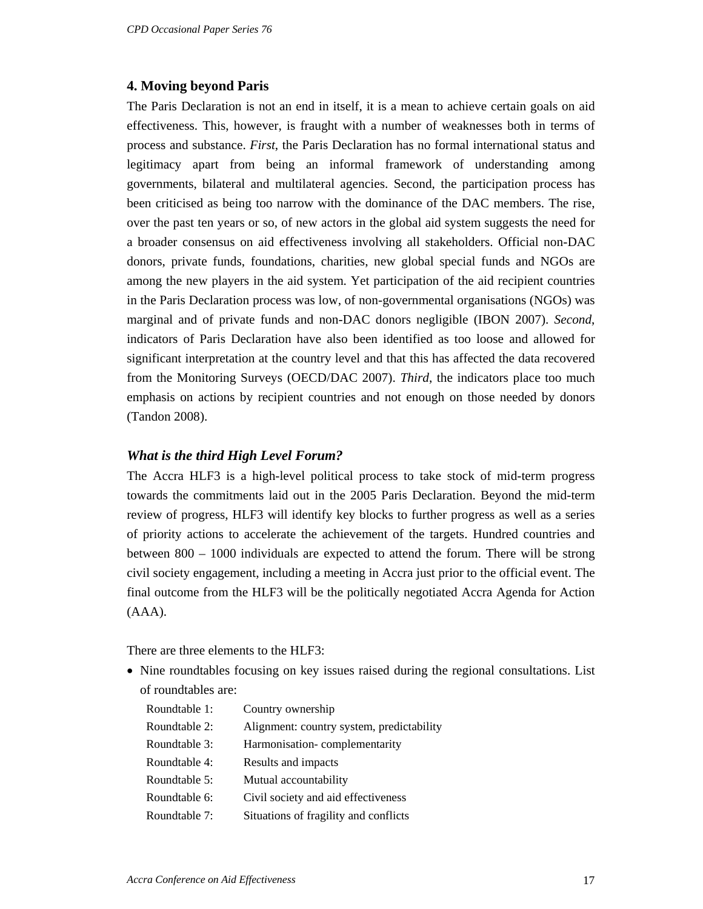## 4. Moving beyond Paris

The Paris Declaration is not an end in itself, it is a mean to achieve certain goals on aid effectiveness. This, however, is fraught with a number of weaknesses both in terms of process and substance. *First*, the Paris Declaration has no formal international status and legitimacy apart from being an informal framework of understanding among governments, bilateral and multilateral agencies. Second, the participation process has been criticised as being too narrow with the dominance of the DAC members. The rise, over the past ten years or so, of new actors in the global aid system suggests the need for a broader consensus on aid effectiveness involving all stakeholders. Official non-DAC donors, private funds, foundations, charities, new global special funds and NGOs are among the new players in the aid system. Yet participation of the aid recipient countries in the Paris Declaration process was low, of non-governmental organisations (NGOs) was marginal and of private funds and non-DAC donors negligible (IBON 2007). *Second*, indicators of Paris Declaration have also been identified as too loose and allowed for significant interpretation at the country level and that this has affected the data recovered from the Monitoring Surveys (OECD/DAC 2007). *Third*, the indicators place too much emphasis on actions by recipient countries and not enough on those needed by donors (Tandon 2008).

### *What is the third High Level Forum?*

The Accra HLF3 is a high-level political process to take stock of mid-term progress towards the commitments laid out in the 2005 Paris Declaration. Beyond the mid-term review of progress, HLF3 will identify key blocks to further progress as well as a series of priority actions to accelerate the achievement of the targets. Hundred countries and between 800 – 1000 individuals are expected to attend the forum. There will be strong civil society engagement, including a meeting in Accra just prior to the official event. The final outcome from the HLF3 will be the politically negotiated Accra Agenda for Action (AAA).

There are three elements to the HLF3:

- Nine roundtables focusing on key issues raised during the regional consultations. List of roundtables are:

  Roundtable 1: Country ownership
  Roundtable 2: Alignment: country system, predictability
  Roundtable 3: Harmonisation- complementarity
  Roundtable 4: Results and impacts
  Roundtable 5: Mutual accountability
  Roundtable 6: Civil society and aid effectiveness
  Roundtable 7: Situations of fragility and conflicts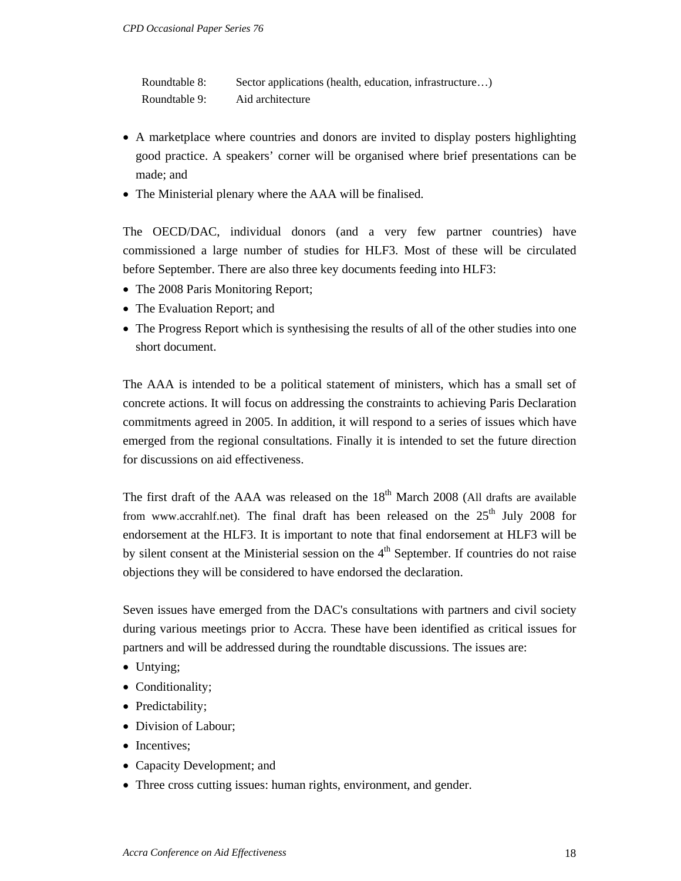Roundtable 8: Sector applications (health, education, infrastructure…)
Roundtable 9: Aid architecture

- A marketplace where countries and donors are invited to display posters highlighting good practice. A speakers' corner will be organised where brief presentations can be made; and
- The Ministerial plenary where the AAA will be finalised.

The OECD/DAC, individual donors (and a very few partner countries) have commissioned a large number of studies for HLF3. Most of these will be circulated before September. There are also three key documents feeding into HLF3:

- The 2008 Paris Monitoring Report;
- The Evaluation Report; and
- The Progress Report which is synthesising the results of all of the other studies into one short document.

The AAA is intended to be a political statement of ministers, which has a small set of concrete actions. It will focus on addressing the constraints to achieving Paris Declaration commitments agreed in 2005. In addition, it will respond to a series of issues which have emerged from the regional consultations. Finally it is intended to set the future direction for discussions on aid effectiveness.

The first draft of the AAA was released on the 18th March 2008 (All drafts are available from www.accrahlf.net). The final draft has been released on the 25th July 2008 for endorsement at the HLF3. It is important to note that final endorsement at HLF3 will be by silent consent at the Ministerial session on the 4th September. If countries do not raise objections they will be considered to have endorsed the declaration.

Seven issues have emerged from the DAC's consultations with partners and civil society during various meetings prior to Accra. These have been identified as critical issues for partners and will be addressed during the roundtable discussions. The issues are:

- Untying;
- Conditionality;
- Predictability;
- Division of Labour;
- Incentives;
- Capacity Development; and
- Three cross cutting issues: human rights, environment, and gender.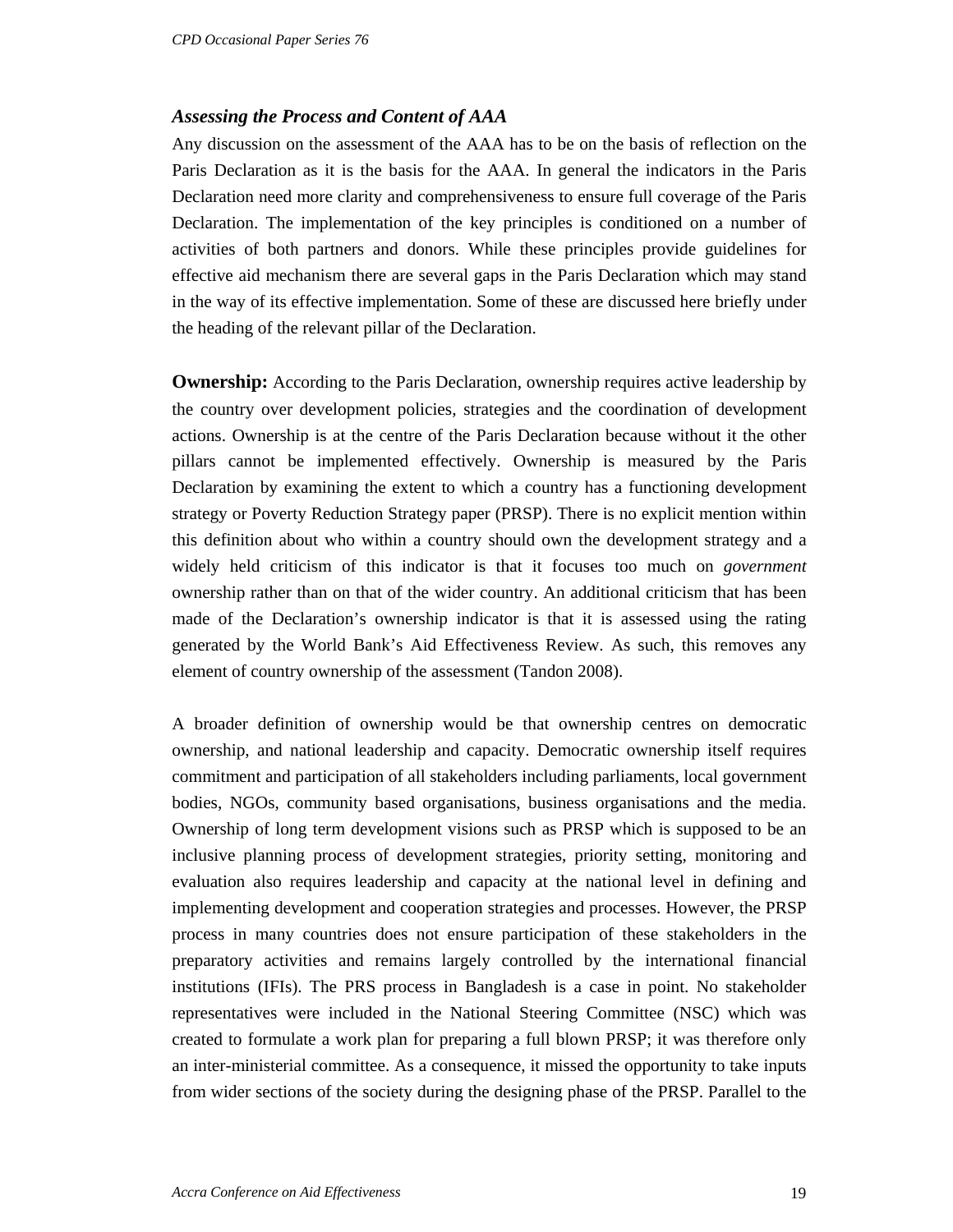### *Assessing the Process and Content of AAA*

Any discussion on the assessment of the AAA has to be on the basis of reflection on the Paris Declaration as it is the basis for the AAA. In general the indicators in the Paris Declaration need more clarity and comprehensiveness to ensure full coverage of the Paris Declaration. The implementation of the key principles is conditioned on a number of activities of both partners and donors. While these principles provide guidelines for effective aid mechanism there are several gaps in the Paris Declaration which may stand in the way of its effective implementation. Some of these are discussed here briefly under the heading of the relevant pillar of the Declaration.

**Ownership:** According to the Paris Declaration, ownership requires active leadership by the country over development policies, strategies and the coordination of development actions. Ownership is at the centre of the Paris Declaration because without it the other pillars cannot be implemented effectively. Ownership is measured by the Paris Declaration by examining the extent to which a country has a functioning development strategy or Poverty Reduction Strategy paper (PRSP). There is no explicit mention within this definition about who within a country should own the development strategy and a widely held criticism of this indicator is that it focuses too much on *government* ownership rather than on that of the wider country. An additional criticism that has been made of the Declaration's ownership indicator is that it is assessed using the rating generated by the World Bank's Aid Effectiveness Review. As such, this removes any element of country ownership of the assessment (Tandon 2008).

A broader definition of ownership would be that ownership centres on democratic ownership, and national leadership and capacity. Democratic ownership itself requires commitment and participation of all stakeholders including parliaments, local government bodies, NGOs, community based organisations, business organisations and the media. Ownership of long term development visions such as PRSP which is supposed to be an inclusive planning process of development strategies, priority setting, monitoring and evaluation also requires leadership and capacity at the national level in defining and implementing development and cooperation strategies and processes. However, the PRSP process in many countries does not ensure participation of these stakeholders in the preparatory activities and remains largely controlled by the international financial institutions (IFIs). The PRS process in Bangladesh is a case in point. No stakeholder representatives were included in the National Steering Committee (NSC) which was created to formulate a work plan for preparing a full blown PRSP; it was therefore only an inter-ministerial committee. As a consequence, it missed the opportunity to take inputs from wider sections of the society during the designing phase of the PRSP. Parallel to the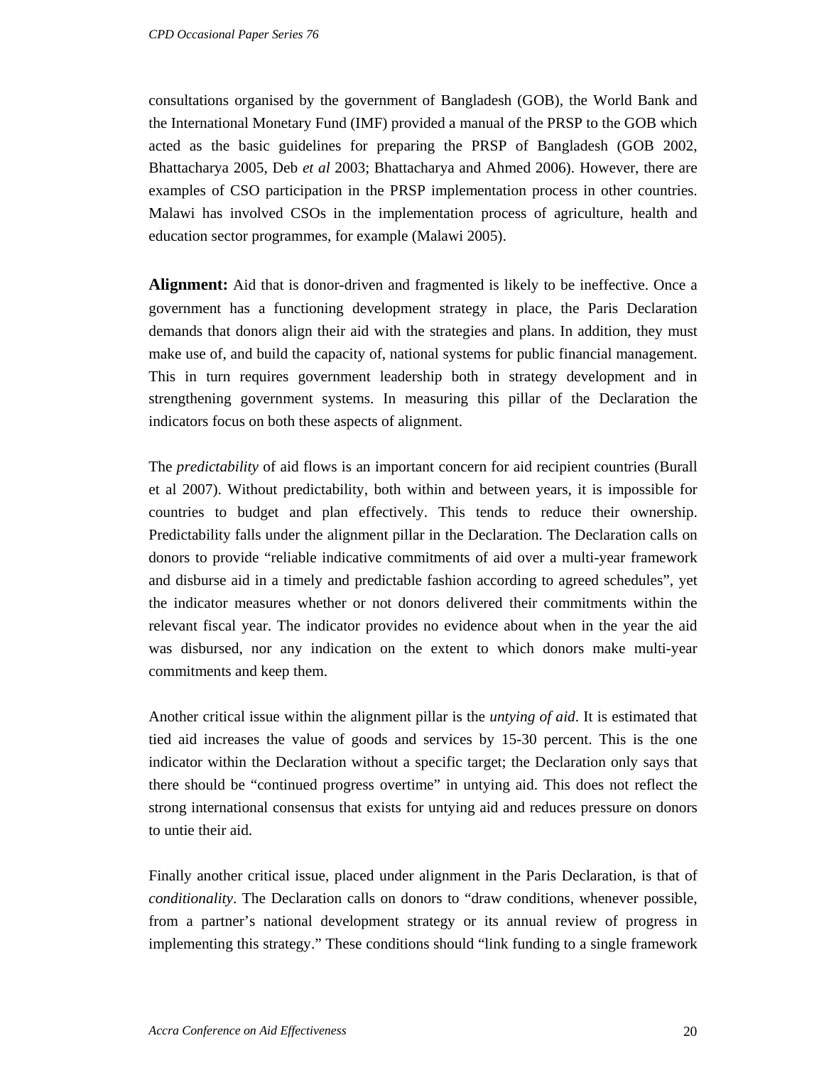consultations organised by the government of Bangladesh (GOB), the World Bank and the International Monetary Fund (IMF) provided a manual of the PRSP to the GOB which acted as the basic guidelines for preparing the PRSP of Bangladesh (GOB 2002, Bhattacharya 2005, Deb *et al* 2003; Bhattacharya and Ahmed 2006). However, there are examples of CSO participation in the PRSP implementation process in other countries. Malawi has involved CSOs in the implementation process of agriculture, health and education sector programmes, for example (Malawi 2005).

**Alignment:** Aid that is donor-driven and fragmented is likely to be ineffective. Once a government has a functioning development strategy in place, the Paris Declaration demands that donors align their aid with the strategies and plans. In addition, they must make use of, and build the capacity of, national systems for public financial management. This in turn requires government leadership both in strategy development and in strengthening government systems. In measuring this pillar of the Declaration the indicators focus on both these aspects of alignment.

The *predictability* of aid flows is an important concern for aid recipient countries (Burall et al 2007). Without predictability, both within and between years, it is impossible for countries to budget and plan effectively. This tends to reduce their ownership. Predictability falls under the alignment pillar in the Declaration. The Declaration calls on donors to provide "reliable indicative commitments of aid over a multi-year framework and disburse aid in a timely and predictable fashion according to agreed schedules", yet the indicator measures whether or not donors delivered their commitments within the relevant fiscal year. The indicator provides no evidence about when in the year the aid was disbursed, nor any indication on the extent to which donors make multi-year commitments and keep them.

Another critical issue within the alignment pillar is the *untying of aid*. It is estimated that tied aid increases the value of goods and services by 15-30 percent. This is the one indicator within the Declaration without a specific target; the Declaration only says that there should be "continued progress overtime" in untying aid. This does not reflect the strong international consensus that exists for untying aid and reduces pressure on donors to untie their aid.

Finally another critical issue, placed under alignment in the Paris Declaration, is that of *conditionality*. The Declaration calls on donors to "draw conditions, whenever possible, from a partner's national development strategy or its annual review of progress in implementing this strategy." These conditions should "link funding to a single framework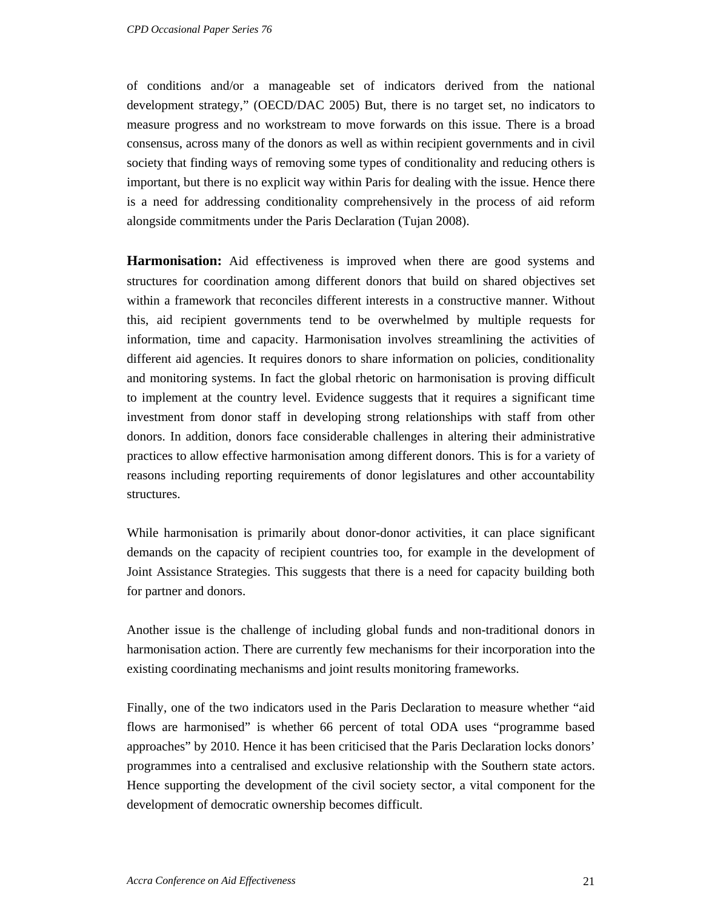of conditions and/or a manageable set of indicators derived from the national development strategy," (OECD/DAC 2005) But, there is no target set, no indicators to measure progress and no workstream to move forwards on this issue. There is a broad consensus, across many of the donors as well as within recipient governments and in civil society that finding ways of removing some types of conditionality and reducing others is important, but there is no explicit way within Paris for dealing with the issue. Hence there is a need for addressing conditionality comprehensively in the process of aid reform alongside commitments under the Paris Declaration (Tujan 2008).

**Harmonisation:** Aid effectiveness is improved when there are good systems and structures for coordination among different donors that build on shared objectives set within a framework that reconciles different interests in a constructive manner. Without this, aid recipient governments tend to be overwhelmed by multiple requests for information, time and capacity. Harmonisation involves streamlining the activities of different aid agencies. It requires donors to share information on policies, conditionality and monitoring systems. In fact the global rhetoric on harmonisation is proving difficult to implement at the country level. Evidence suggests that it requires a significant time investment from donor staff in developing strong relationships with staff from other donors. In addition, donors face considerable challenges in altering their administrative practices to allow effective harmonisation among different donors. This is for a variety of reasons including reporting requirements of donor legislatures and other accountability structures.

While harmonisation is primarily about donor-donor activities, it can place significant demands on the capacity of recipient countries too, for example in the development of Joint Assistance Strategies. This suggests that there is a need for capacity building both for partner and donors.

Another issue is the challenge of including global funds and non-traditional donors in harmonisation action. There are currently few mechanisms for their incorporation into the existing coordinating mechanisms and joint results monitoring frameworks.

Finally, one of the two indicators used in the Paris Declaration to measure whether "aid flows are harmonised" is whether 66 percent of total ODA uses "programme based approaches" by 2010. Hence it has been criticised that the Paris Declaration locks donors' programmes into a centralised and exclusive relationship with the Southern state actors. Hence supporting the development of the civil society sector, a vital component for the development of democratic ownership becomes difficult.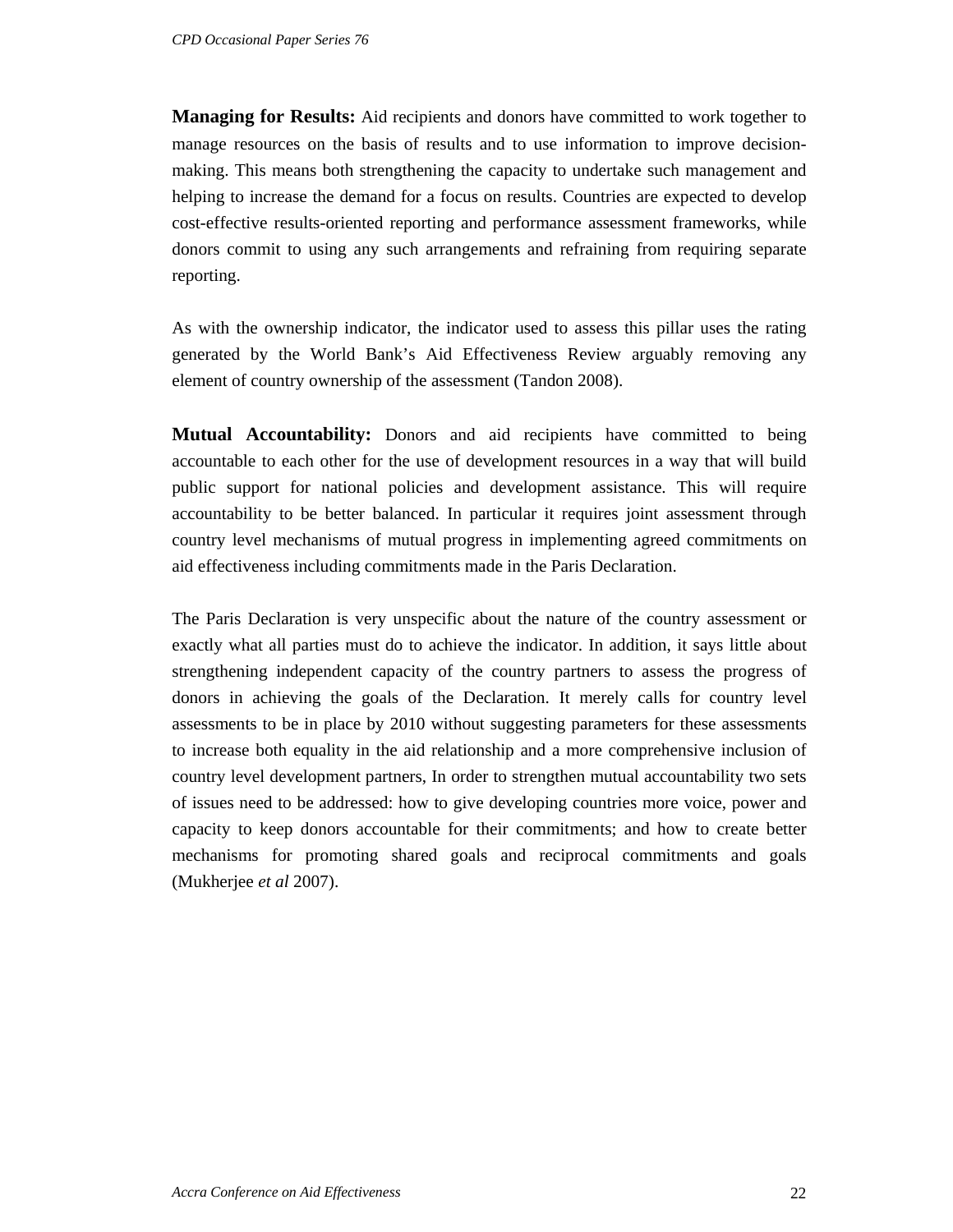**Managing for Results:** Aid recipients and donors have committed to work together to manage resources on the basis of results and to use information to improve decision-making. This means both strengthening the capacity to undertake such management and helping to increase the demand for a focus on results. Countries are expected to develop cost-effective results-oriented reporting and performance assessment frameworks, while donors commit to using any such arrangements and refraining from requiring separate reporting.

As with the ownership indicator, the indicator used to assess this pillar uses the rating generated by the World Bank's Aid Effectiveness Review arguably removing any element of country ownership of the assessment (Tandon 2008).

**Mutual Accountability:** Donors and aid recipients have committed to being accountable to each other for the use of development resources in a way that will build public support for national policies and development assistance. This will require accountability to be better balanced. In particular it requires joint assessment through country level mechanisms of mutual progress in implementing agreed commitments on aid effectiveness including commitments made in the Paris Declaration.

The Paris Declaration is very unspecific about the nature of the country assessment or exactly what all parties must do to achieve the indicator. In addition, it says little about strengthening independent capacity of the country partners to assess the progress of donors in achieving the goals of the Declaration. It merely calls for country level assessments to be in place by 2010 without suggesting parameters for these assessments to increase both equality in the aid relationship and a more comprehensive inclusion of country level development partners, In order to strengthen mutual accountability two sets of issues need to be addressed: how to give developing countries more voice, power and capacity to keep donors accountable for their commitments; and how to create better mechanisms for promoting shared goals and reciprocal commitments and goals (Mukherjee *et al* 2007).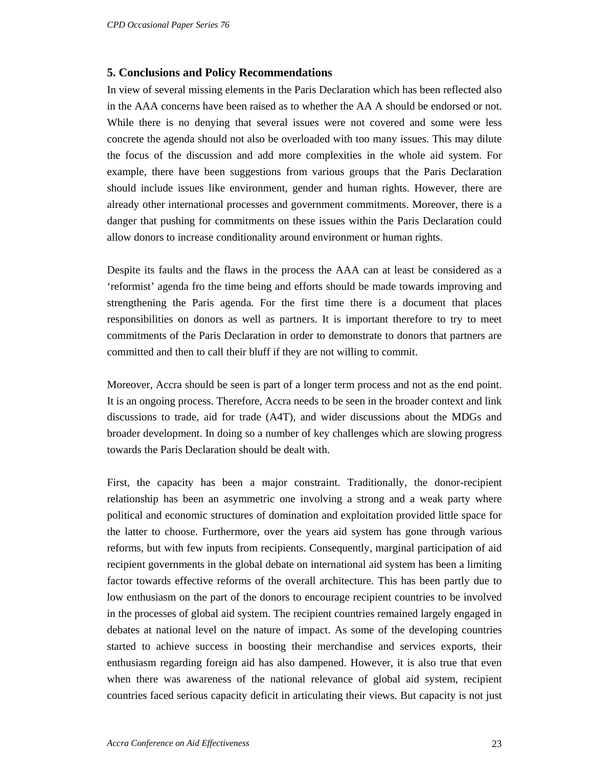## 5. Conclusions and Policy Recommendations

In view of several missing elements in the Paris Declaration which has been reflected also in the AAA concerns have been raised as to whether the AA A should be endorsed or not. While there is no denying that several issues were not covered and some were less concrete the agenda should not also be overloaded with too many issues. This may dilute the focus of the discussion and add more complexities in the whole aid system. For example, there have been suggestions from various groups that the Paris Declaration should include issues like environment, gender and human rights. However, there are already other international processes and government commitments. Moreover, there is a danger that pushing for commitments on these issues within the Paris Declaration could allow donors to increase conditionality around environment or human rights.

Despite its faults and the flaws in the process the AAA can at least be considered as a 'reformist' agenda fro the time being and efforts should be made towards improving and strengthening the Paris agenda. For the first time there is a document that places responsibilities on donors as well as partners. It is important therefore to try to meet commitments of the Paris Declaration in order to demonstrate to donors that partners are committed and then to call their bluff if they are not willing to commit.

Moreover, Accra should be seen is part of a longer term process and not as the end point. It is an ongoing process. Therefore, Accra needs to be seen in the broader context and link discussions to trade, aid for trade (A4T), and wider discussions about the MDGs and broader development. In doing so a number of key challenges which are slowing progress towards the Paris Declaration should be dealt with.

First, the capacity has been a major constraint. Traditionally, the donor-recipient relationship has been an asymmetric one involving a strong and a weak party where political and economic structures of domination and exploitation provided little space for the latter to choose. Furthermore, over the years aid system has gone through various reforms, but with few inputs from recipients. Consequently, marginal participation of aid recipient governments in the global debate on international aid system has been a limiting factor towards effective reforms of the overall architecture. This has been partly due to low enthusiasm on the part of the donors to encourage recipient countries to be involved in the processes of global aid system. The recipient countries remained largely engaged in debates at national level on the nature of impact. As some of the developing countries started to achieve success in boosting their merchandise and services exports, their enthusiasm regarding foreign aid has also dampened. However, it is also true that even when there was awareness of the national relevance of global aid system, recipient countries faced serious capacity deficit in articulating their views. But capacity is not just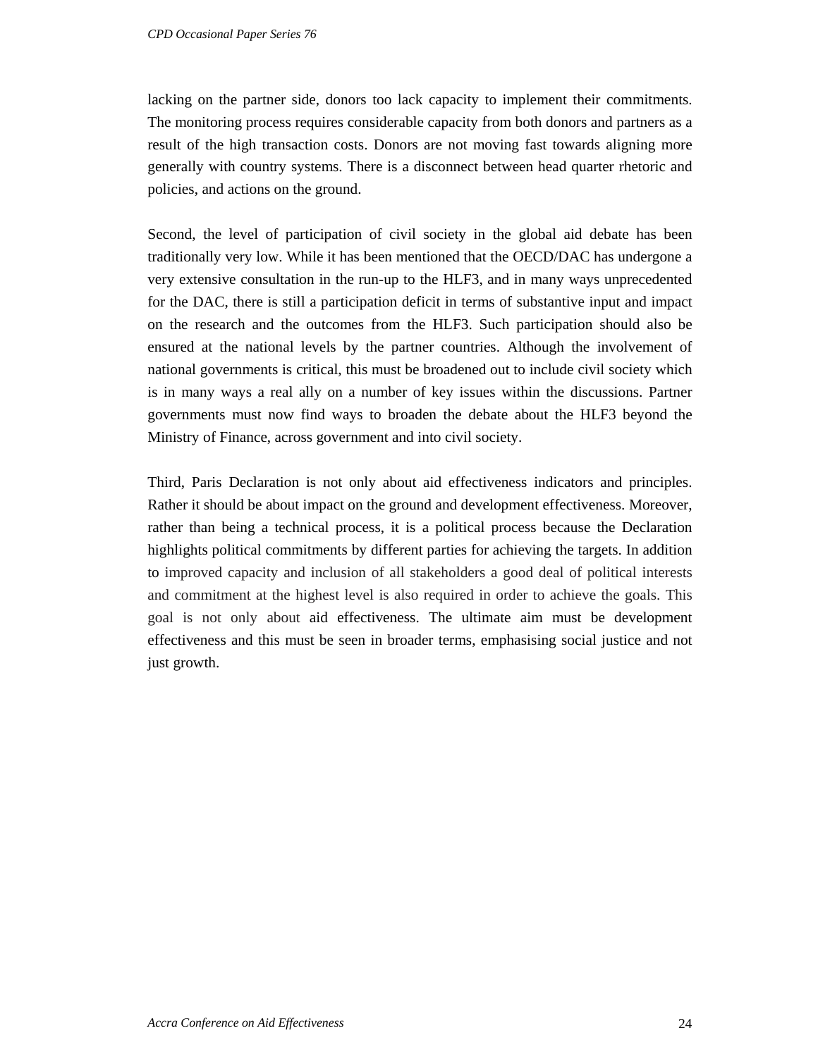lacking on the partner side, donors too lack capacity to implement their commitments. The monitoring process requires considerable capacity from both donors and partners as a result of the high transaction costs. Donors are not moving fast towards aligning more generally with country systems. There is a disconnect between head quarter rhetoric and policies, and actions on the ground.

Second, the level of participation of civil society in the global aid debate has been traditionally very low. While it has been mentioned that the OECD/DAC has undergone a very extensive consultation in the run-up to the HLF3, and in many ways unprecedented for the DAC, there is still a participation deficit in terms of substantive input and impact on the research and the outcomes from the HLF3. Such participation should also be ensured at the national levels by the partner countries. Although the involvement of national governments is critical, this must be broadened out to include civil society which is in many ways a real ally on a number of key issues within the discussions. Partner governments must now find ways to broaden the debate about the HLF3 beyond the Ministry of Finance, across government and into civil society.

Third, Paris Declaration is not only about aid effectiveness indicators and principles. Rather it should be about impact on the ground and development effectiveness. Moreover, rather than being a technical process, it is a political process because the Declaration highlights political commitments by different parties for achieving the targets. In addition to improved capacity and inclusion of all stakeholders a good deal of political interests and commitment at the highest level is also required in order to achieve the goals. This goal is not only about aid effectiveness. The ultimate aim must be development effectiveness and this must be seen in broader terms, emphasising social justice and not just growth.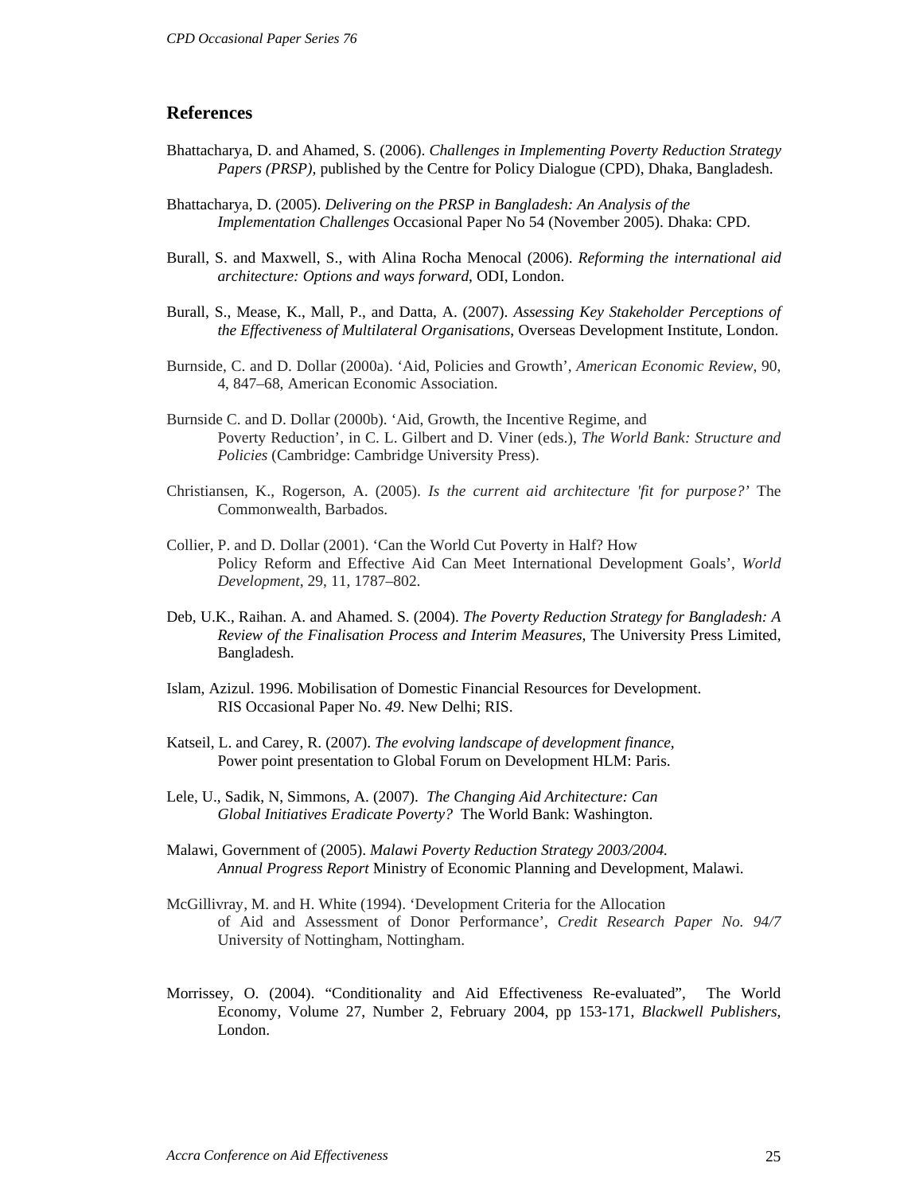## References

Bhattacharya, D. and Ahamed, S. (2006). *Challenges in Implementing Poverty Reduction Strategy Papers (PRSP),* published by the Centre for Policy Dialogue (CPD), Dhaka, Bangladesh.

Bhattacharya, D. (2005). *Delivering on the PRSP in Bangladesh: An Analysis of the Implementation Challenges* Occasional Paper No 54 (November 2005). Dhaka: CPD.

Burall, S. and Maxwell, S., with Alina Rocha Menocal (2006). *Reforming the international aid architecture: Options and ways forward*, ODI, London.

Burall, S., Mease, K., Mall, P., and Datta, A. (2007). *Assessing Key Stakeholder Perceptions of the Effectiveness of Multilateral Organisations*, Overseas Development Institute, London.

Burnside, C. and D. Dollar (2000a). 'Aid, Policies and Growth', *American Economic Review*, 90, 4, 847–68, American Economic Association.

Burnside C. and D. Dollar (2000b). 'Aid, Growth, the Incentive Regime, and Poverty Reduction', in C. L. Gilbert and D. Viner (eds.), *The World Bank: Structure and Policies* (Cambridge: Cambridge University Press).

Christiansen, K., Rogerson, A. (2005). *Is the current aid architecture 'fit for purpose?'* The Commonwealth, Barbados.

Collier, P. and D. Dollar (2001). 'Can the World Cut Poverty in Half? How Policy Reform and Effective Aid Can Meet International Development Goals', *World Development*, 29, 11, 1787–802.

Deb, U.K., Raihan. A. and Ahamed. S. (2004). *The Poverty Reduction Strategy for Bangladesh: A Review of the Finalisation Process and Interim Measures*, The University Press Limited, Bangladesh.

Islam, Azizul. 1996. Mobilisation of Domestic Financial Resources for Development. RIS Occasional Paper No. *49*. New Delhi; RIS.

Katseil, L. and Carey, R. (2007). *The evolving landscape of development finance*, Power point presentation to Global Forum on Development HLM: Paris.

Lele, U., Sadik, N, Simmons, A. (2007). *The Changing Aid Architecture: Can Global Initiatives Eradicate Poverty?* The World Bank: Washington.

Malawi, Government of (2005). *Malawi Poverty Reduction Strategy 2003/2004. Annual Progress Report* Ministry of Economic Planning and Development, Malawi.

McGillivray, M. and H. White (1994). 'Development Criteria for the Allocation of Aid and Assessment of Donor Performance', *Credit Research Paper No. 94/7* University of Nottingham, Nottingham.

Morrissey, O. (2004). "Conditionality and Aid Effectiveness Re-evaluated", The World Economy, Volume 27, Number 2, February 2004, pp 153-171, *Blackwell Publishers*, London.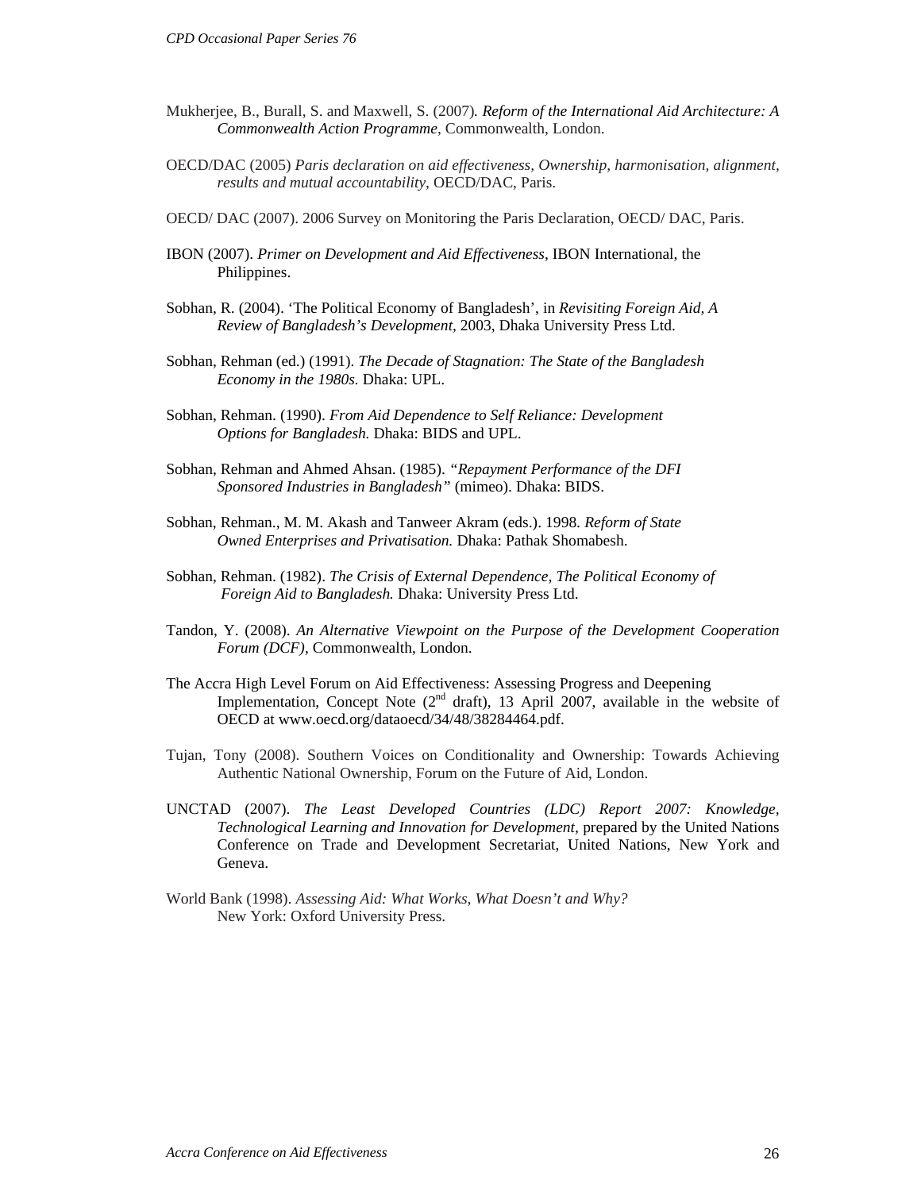Mukherjee, B., Burall, S. and Maxwell, S. (2007). *Reform of the International Aid Architecture: A Commonwealth Action Programme*, Commonwealth, London.

OECD/DAC (2005) *Paris declaration on aid effectiveness, Ownership, harmonisation, alignment, results and mutual accountability*, OECD/DAC, Paris.

OECD/ DAC (2007). 2006 Survey on Monitoring the Paris Declaration, OECD/ DAC, Paris.

IBON (2007). *Primer on Development and Aid Effectiveness,* IBON International, the Philippines.

Sobhan, R. (2004). 'The Political Economy of Bangladesh', in *Revisiting Foreign Aid, A Review of Bangladesh's Development,* 2003, Dhaka University Press Ltd.

Sobhan, Rehman (ed.) (1991). *The Decade of Stagnation: The State of the Bangladesh Economy in the 1980s.* Dhaka: UPL.

Sobhan, Rehman. (1990). *From Aid Dependence to Self Reliance: Development Options for Bangladesh.* Dhaka: BIDS and UPL.

Sobhan, Rehman and Ahmed Ahsan. (1985). *"Repayment Performance of the DFI Sponsored Industries in Bangladesh"* (mimeo). Dhaka: BIDS.

Sobhan, Rehman., M. M. Akash and Tanweer Akram (eds.). 1998. *Reform of State Owned Enterprises and Privatisation.* Dhaka: Pathak Shomabesh.

Sobhan, Rehman. (1982). *The Crisis of External Dependence, The Political Economy of Foreign Aid to Bangladesh.* Dhaka: University Press Ltd.

Tandon, Y. (2008). *An Alternative Viewpoint on the Purpose of the Development Cooperation Forum (DCF)*, Commonwealth, London.

The Accra High Level Forum on Aid Effectiveness: Assessing Progress and Deepening Implementation, Concept Note (2nd draft), 13 April 2007, available in the website of OECD at www.oecd.org/dataoecd/34/48/38284464.pdf.

Tujan, Tony (2008). Southern Voices on Conditionality and Ownership: Towards Achieving Authentic National Ownership, Forum on the Future of Aid, London.

UNCTAD (2007). *The Least Developed Countries (LDC) Report 2007: Knowledge, Technological Learning and Innovation for Development*, prepared by the United Nations Conference on Trade and Development Secretariat, United Nations, New York and Geneva.

World Bank (1998). *Assessing Aid: What Works, What Doesn't and Why?* New York: Oxford University Press.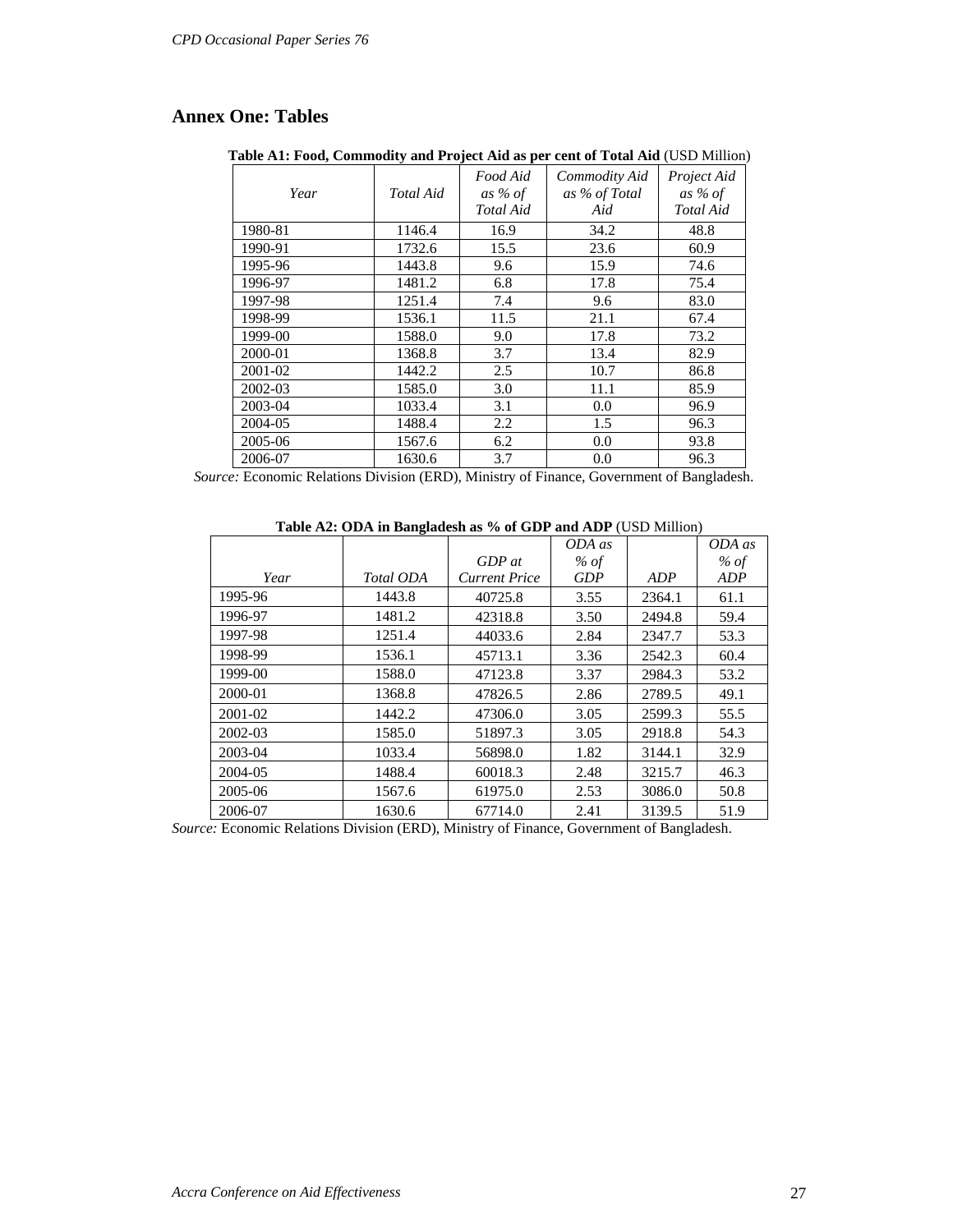## Annex One: Tables

**Table A1: Food, Commodity and Project Aid as per cent of Total Aid** (USD Million)

| *Year* | *Total Aid* | *Food Aid as % of Total Aid* | *Commodity Aid as % of Total Aid* | *Project Aid as % of Total Aid* |
|---|---|---|---|---|
| 1980-81 | 1146.4 | 16.9 | 34.2 | 48.8 |
| 1990-91 | 1732.6 | 15.5 | 23.6 | 60.9 |
| 1995-96 | 1443.8 | 9.6 | 15.9 | 74.6 |
| 1996-97 | 1481.2 | 6.8 | 17.8 | 75.4 |
| 1997-98 | 1251.4 | 7.4 | 9.6 | 83.0 |
| 1998-99 | 1536.1 | 11.5 | 21.1 | 67.4 |
| 1999-00 | 1588.0 | 9.0 | 17.8 | 73.2 |
| 2000-01 | 1368.8 | 3.7 | 13.4 | 82.9 |
| 2001-02 | 1442.2 | 2.5 | 10.7 | 86.8 |
| 2002-03 | 1585.0 | 3.0 | 11.1 | 85.9 |
| 2003-04 | 1033.4 | 3.1 | 0.0 | 96.9 |
| 2004-05 | 1488.4 | 2.2 | 1.5 | 96.3 |
| 2005-06 | 1567.6 | 6.2 | 0.0 | 93.8 |
| 2006-07 | 1630.6 | 3.7 | 0.0 | 96.3 |

*Source:* Economic Relations Division (ERD), Ministry of Finance, Government of Bangladesh.

**Table A2: ODA in Bangladesh as % of GDP and ADP** (USD Million)

| *Year* | *Total ODA* | *GDP at Current Price* | *ODA as % of GDP* | *ADP* | *ODA as % of ADP* |
|---|---|---|---|---|---|
| 1995-96 | 1443.8 | 40725.8 | 3.55 | 2364.1 | 61.1 |
| 1996-97 | 1481.2 | 42318.8 | 3.50 | 2494.8 | 59.4 |
| 1997-98 | 1251.4 | 44033.6 | 2.84 | 2347.7 | 53.3 |
| 1998-99 | 1536.1 | 45713.1 | 3.36 | 2542.3 | 60.4 |
| 1999-00 | 1588.0 | 47123.8 | 3.37 | 2984.3 | 53.2 |
| 2000-01 | 1368.8 | 47826.5 | 2.86 | 2789.5 | 49.1 |
| 2001-02 | 1442.2 | 47306.0 | 3.05 | 2599.3 | 55.5 |
| 2002-03 | 1585.0 | 51897.3 | 3.05 | 2918.8 | 54.3 |
| 2003-04 | 1033.4 | 56898.0 | 1.82 | 3144.1 | 32.9 |
| 2004-05 | 1488.4 | 60018.3 | 2.48 | 3215.7 | 46.3 |
| 2005-06 | 1567.6 | 61975.0 | 2.53 | 3086.0 | 50.8 |
| 2006-07 | 1630.6 | 67714.0 | 2.41 | 3139.5 | 51.9 |

*Source:* Economic Relations Division (ERD), Ministry of Finance, Government of Bangladesh.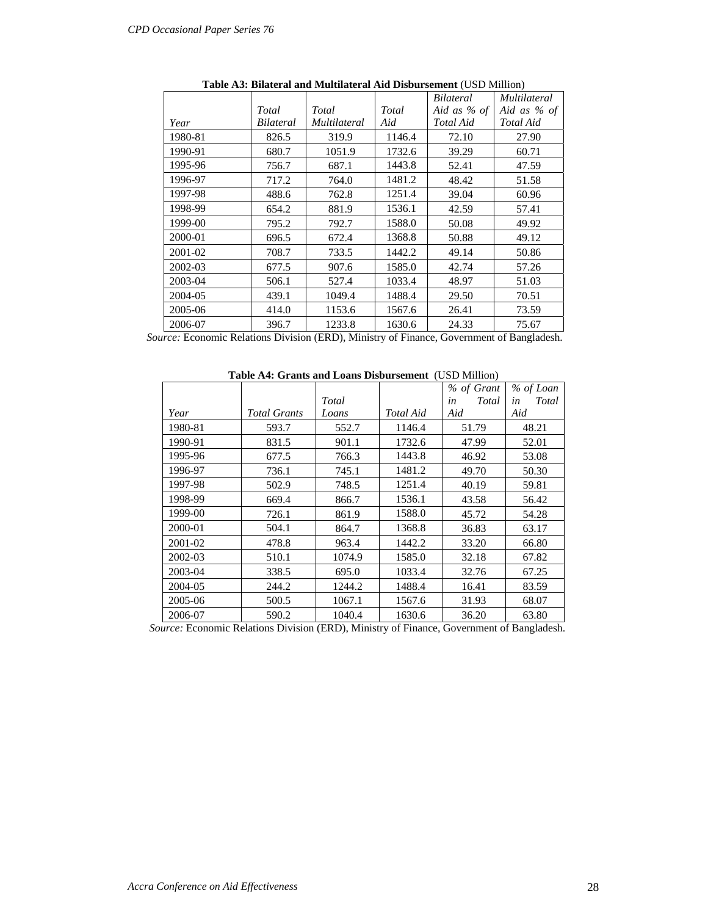**Table A3: Bilateral and Multilateral Aid Disbursement** (USD Million)

| *Year* | *Total Bilateral* | *Total Multilateral* | *Total Aid* | *Bilateral Aid as % of Total Aid* | *Multilateral Aid as % of Total Aid* |
|---|---|---|---|---|---|
| 1980-81 | 826.5 | 319.9 | 1146.4 | 72.10 | 27.90 |
| 1990-91 | 680.7 | 1051.9 | 1732.6 | 39.29 | 60.71 |
| 1995-96 | 756.7 | 687.1 | 1443.8 | 52.41 | 47.59 |
| 1996-97 | 717.2 | 764.0 | 1481.2 | 48.42 | 51.58 |
| 1997-98 | 488.6 | 762.8 | 1251.4 | 39.04 | 60.96 |
| 1998-99 | 654.2 | 881.9 | 1536.1 | 42.59 | 57.41 |
| 1999-00 | 795.2 | 792.7 | 1588.0 | 50.08 | 49.92 |
| 2000-01 | 696.5 | 672.4 | 1368.8 | 50.88 | 49.12 |
| 2001-02 | 708.7 | 733.5 | 1442.2 | 49.14 | 50.86 |
| 2002-03 | 677.5 | 907.6 | 1585.0 | 42.74 | 57.26 |
| 2003-04 | 506.1 | 527.4 | 1033.4 | 48.97 | 51.03 |
| 2004-05 | 439.1 | 1049.4 | 1488.4 | 29.50 | 70.51 |
| 2005-06 | 414.0 | 1153.6 | 1567.6 | 26.41 | 73.59 |
| 2006-07 | 396.7 | 1233.8 | 1630.6 | 24.33 | 75.67 |

*Source:* Economic Relations Division (ERD), Ministry of Finance, Government of Bangladesh.

**Table A4: Grants and Loans Disbursement** (USD Million)

| *Year* | *Total Grants* | *Total Loans* | *Total Aid* | *% of Grant in Total Aid* | *% of Loan in Total Aid* |
|---|---|---|---|---|---|
| 1980-81 | 593.7 | 552.7 | 1146.4 | 51.79 | 48.21 |
| 1990-91 | 831.5 | 901.1 | 1732.6 | 47.99 | 52.01 |
| 1995-96 | 677.5 | 766.3 | 1443.8 | 46.92 | 53.08 |
| 1996-97 | 736.1 | 745.1 | 1481.2 | 49.70 | 50.30 |
| 1997-98 | 502.9 | 748.5 | 1251.4 | 40.19 | 59.81 |
| 1998-99 | 669.4 | 866.7 | 1536.1 | 43.58 | 56.42 |
| 1999-00 | 726.1 | 861.9 | 1588.0 | 45.72 | 54.28 |
| 2000-01 | 504.1 | 864.7 | 1368.8 | 36.83 | 63.17 |
| 2001-02 | 478.8 | 963.4 | 1442.2 | 33.20 | 66.80 |
| 2002-03 | 510.1 | 1074.9 | 1585.0 | 32.18 | 67.82 |
| 2003-04 | 338.5 | 695.0 | 1033.4 | 32.76 | 67.25 |
| 2004-05 | 244.2 | 1244.2 | 1488.4 | 16.41 | 83.59 |
| 2005-06 | 500.5 | 1067.1 | 1567.6 | 31.93 | 68.07 |
| 2006-07 | 590.2 | 1040.4 | 1630.6 | 36.20 | 63.80 |

*Source:* Economic Relations Division (ERD), Ministry of Finance, Government of Bangladesh.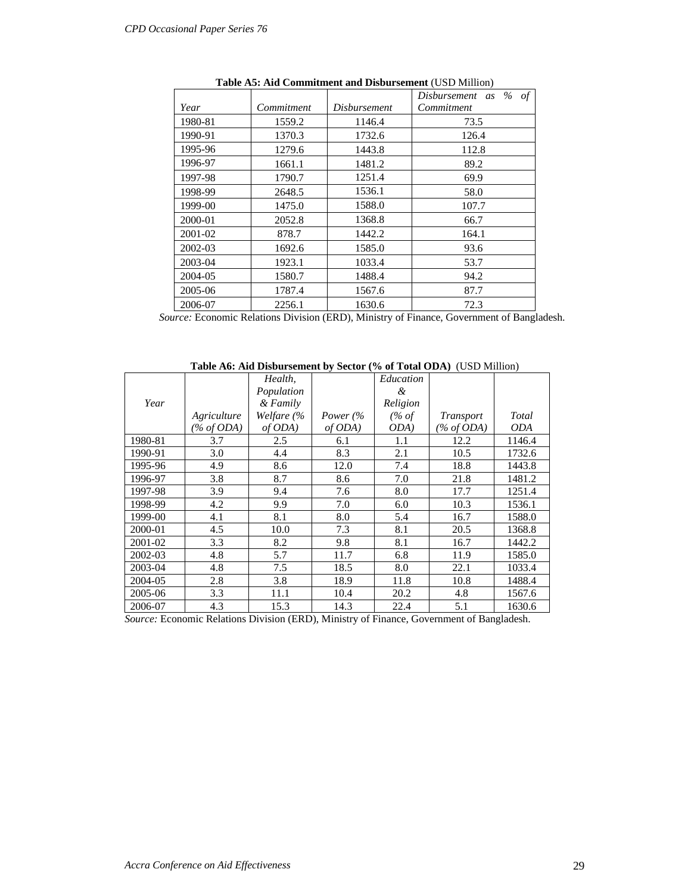**Table A5: Aid Commitment and Disbursement** (USD Million)

| *Year* | *Commitment* | *Disbursement* | *Disbursement as % of Commitment* |
|---|---|---|---|
| 1980-81 | 1559.2 | 1146.4 | 73.5 |
| 1990-91 | 1370.3 | 1732.6 | 126.4 |
| 1995-96 | 1279.6 | 1443.8 | 112.8 |
| 1996-97 | 1661.1 | 1481.2 | 89.2 |
| 1997-98 | 1790.7 | 1251.4 | 69.9 |
| 1998-99 | 2648.5 | 1536.1 | 58.0 |
| 1999-00 | 1475.0 | 1588.0 | 107.7 |
| 2000-01 | 2052.8 | 1368.8 | 66.7 |
| 2001-02 | 878.7 | 1442.2 | 164.1 |
| 2002-03 | 1692.6 | 1585.0 | 93.6 |
| 2003-04 | 1923.1 | 1033.4 | 53.7 |
| 2004-05 | 1580.7 | 1488.4 | 94.2 |
| 2005-06 | 1787.4 | 1567.6 | 87.7 |
| 2006-07 | 2256.1 | 1630.6 | 72.3 |

*Source:* Economic Relations Division (ERD), Ministry of Finance, Government of Bangladesh.

**Table A6: Aid Disbursement by Sector (% of Total ODA)** (USD Million)

| *Year* | *Agriculture (% of ODA)* | *Health, Population & Family Welfare (% of ODA)* | *Power (% of ODA)* | *Education & Religion (% of ODA)* | *Transport (% of ODA)* | *Total ODA* |
|---|---|---|---|---|---|---|
| 1980-81 | 3.7 | 2.5 | 6.1 | 1.1 | 12.2 | 1146.4 |
| 1990-91 | 3.0 | 4.4 | 8.3 | 2.1 | 10.5 | 1732.6 |
| 1995-96 | 4.9 | 8.6 | 12.0 | 7.4 | 18.8 | 1443.8 |
| 1996-97 | 3.8 | 8.7 | 8.6 | 7.0 | 21.8 | 1481.2 |
| 1997-98 | 3.9 | 9.4 | 7.6 | 8.0 | 17.7 | 1251.4 |
| 1998-99 | 4.2 | 9.9 | 7.0 | 6.0 | 10.3 | 1536.1 |
| 1999-00 | 4.1 | 8.1 | 8.0 | 5.4 | 16.7 | 1588.0 |
| 2000-01 | 4.5 | 10.0 | 7.3 | 8.1 | 20.5 | 1368.8 |
| 2001-02 | 3.3 | 8.2 | 9.8 | 8.1 | 16.7 | 1442.2 |
| 2002-03 | 4.8 | 5.7 | 11.7 | 6.8 | 11.9 | 1585.0 |
| 2003-04 | 4.8 | 7.5 | 18.5 | 8.0 | 22.1 | 1033.4 |
| 2004-05 | 2.8 | 3.8 | 18.9 | 11.8 | 10.8 | 1488.4 |
| 2005-06 | 3.3 | 11.1 | 10.4 | 20.2 | 4.8 | 1567.6 |
| 2006-07 | 4.3 | 15.3 | 14.3 | 22.4 | 5.1 | 1630.6 |

*Source:* Economic Relations Division (ERD), Ministry of Finance, Government of Bangladesh.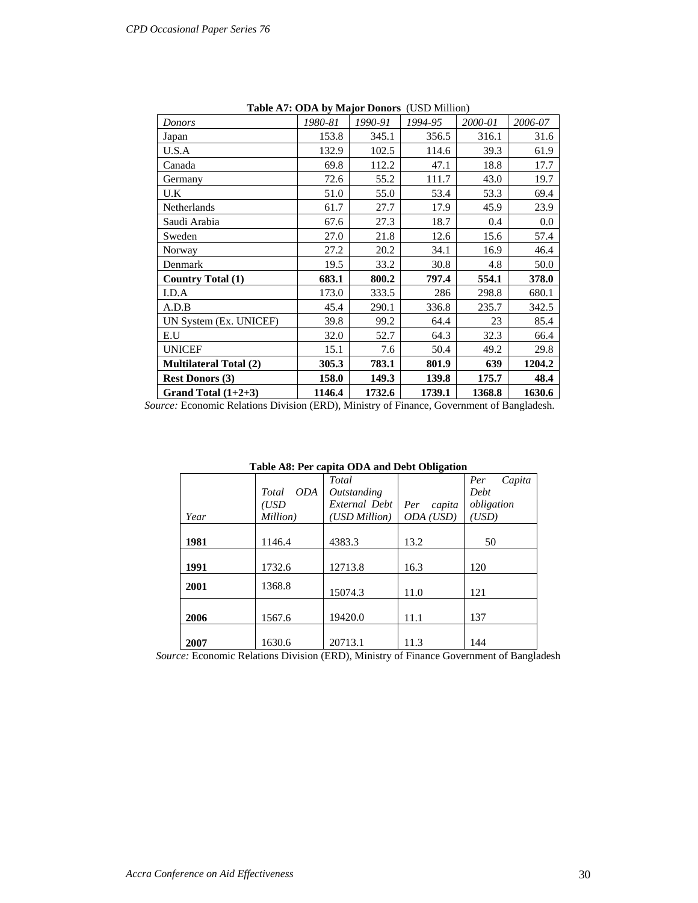**Table A7: ODA by Major Donors** (USD Million)

| *Donors* | *1980-81* | *1990-91* | *1994-95* | *2000-01* | *2006-07* |
|---|---|---|---|---|---|
| Japan | 153.8 | 345.1 | 356.5 | 316.1 | 31.6 |
| U.S.A | 132.9 | 102.5 | 114.6 | 39.3 | 61.9 |
| Canada | 69.8 | 112.2 | 47.1 | 18.8 | 17.7 |
| Germany | 72.6 | 55.2 | 111.7 | 43.0 | 19.7 |
| U.K | 51.0 | 55.0 | 53.4 | 53.3 | 69.4 |
| Netherlands | 61.7 | 27.7 | 17.9 | 45.9 | 23.9 |
| Saudi Arabia | 67.6 | 27.3 | 18.7 | 0.4 | 0.0 |
| Sweden | 27.0 | 21.8 | 12.6 | 15.6 | 57.4 |
| Norway | 27.2 | 20.2 | 34.1 | 16.9 | 46.4 |
| Denmark | 19.5 | 33.2 | 30.8 | 4.8 | 50.0 |
| **Country Total (1)** | **683.1** | **800.2** | **797.4** | **554.1** | **378.0** |
| I.D.A | 173.0 | 333.5 | 286 | 298.8 | 680.1 |
| A.D.B | 45.4 | 290.1 | 336.8 | 235.7 | 342.5 |
| UN System (Ex. UNICEF) | 39.8 | 99.2 | 64.4 | 23 | 85.4 |
| E.U | 32.0 | 52.7 | 64.3 | 32.3 | 66.4 |
| UNICEF | 15.1 | 7.6 | 50.4 | 49.2 | 29.8 |
| **Multilateral Total (2)** | **305.3** | **783.1** | **801.9** | **639** | **1204.2** |
| **Rest Donors (3)** | **158.0** | **149.3** | **139.8** | **175.7** | **48.4** |
| **Grand Total (1+2+3)** | **1146.4** | **1732.6** | **1739.1** | **1368.8** | **1630.6** |

*Source:* Economic Relations Division (ERD), Ministry of Finance, Government of Bangladesh.

**Table A8: Per capita ODA and Debt Obligation**

| *Year* | *Total ODA (USD Million)* | *Total Outstanding External Debt (USD Million)* | *Per capita ODA (USD)* | *Per Capita Debt obligation (USD)* |
|---|---|---|---|---|
| **1981** | 1146.4 | 4383.3 | 13.2 | 50 |
| **1991** | 1732.6 | 12713.8 | 16.3 | 120 |
| **2001** | 1368.8 | 15074.3 | 11.0 | 121 |
| **2006** | 1567.6 | 19420.0 | 11.1 | 137 |
| **2007** | 1630.6 | 20713.1 | 11.3 | 144 |

*Source:* Economic Relations Division (ERD), Ministry of Finance Government of Bangladesh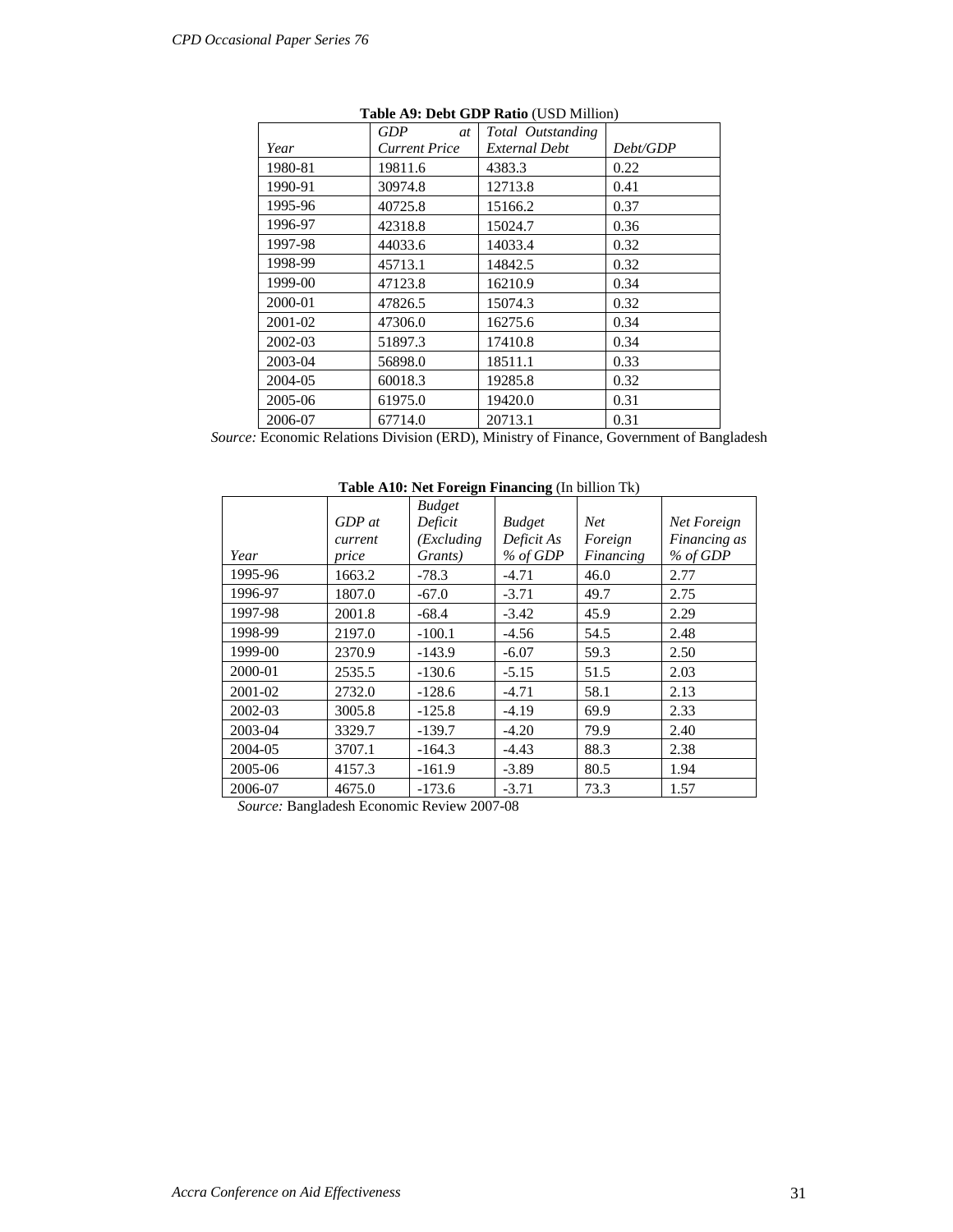**Table A9: Debt GDP Ratio** (USD Million)

| *Year* | *GDP at Current Price* | *Total Outstanding External Debt* | *Debt/GDP* |
|---|---|---|---|
| 1980-81 | 19811.6 | 4383.3 | 0.22 |
| 1990-91 | 30974.8 | 12713.8 | 0.41 |
| 1995-96 | 40725.8 | 15166.2 | 0.37 |
| 1996-97 | 42318.8 | 15024.7 | 0.36 |
| 1997-98 | 44033.6 | 14033.4 | 0.32 |
| 1998-99 | 45713.1 | 14842.5 | 0.32 |
| 1999-00 | 47123.8 | 16210.9 | 0.34 |
| 2000-01 | 47826.5 | 15074.3 | 0.32 |
| 2001-02 | 47306.0 | 16275.6 | 0.34 |
| 2002-03 | 51897.3 | 17410.8 | 0.34 |
| 2003-04 | 56898.0 | 18511.1 | 0.33 |
| 2004-05 | 60018.3 | 19285.8 | 0.32 |
| 2005-06 | 61975.0 | 19420.0 | 0.31 |
| 2006-07 | 67714.0 | 20713.1 | 0.31 |

*Source:* Economic Relations Division (ERD), Ministry of Finance, Government of Bangladesh

**Table A10: Net Foreign Financing** (In billion Tk)

| *Year* | *GDP at current price* | *Budget Deficit (Excluding Grants)* | *Budget Deficit As % of GDP* | *Net Foreign Financing* | *Net Foreign Financing as % of GDP* |
|---|---|---|---|---|---|
| 1995-96 | 1663.2 | -78.3 | -4.71 | 46.0 | 2.77 |
| 1996-97 | 1807.0 | -67.0 | -3.71 | 49.7 | 2.75 |
| 1997-98 | 2001.8 | -68.4 | -3.42 | 45.9 | 2.29 |
| 1998-99 | 2197.0 | -100.1 | -4.56 | 54.5 | 2.48 |
| 1999-00 | 2370.9 | -143.9 | -6.07 | 59.3 | 2.50 |
| 2000-01 | 2535.5 | -130.6 | -5.15 | 51.5 | 2.03 |
| 2001-02 | 2732.0 | -128.6 | -4.71 | 58.1 | 2.13 |
| 2002-03 | 3005.8 | -125.8 | -4.19 | 69.9 | 2.33 |
| 2003-04 | 3329.7 | -139.7 | -4.20 | 79.9 | 2.40 |
| 2004-05 | 3707.1 | -164.3 | -4.43 | 88.3 | 2.38 |
| 2005-06 | 4157.3 | -161.9 | -3.89 | 80.5 | 1.94 |
| 2006-07 | 4675.0 | -173.6 | -3.71 | 73.3 | 1.57 |

*Source:* Bangladesh Economic Review 2007-08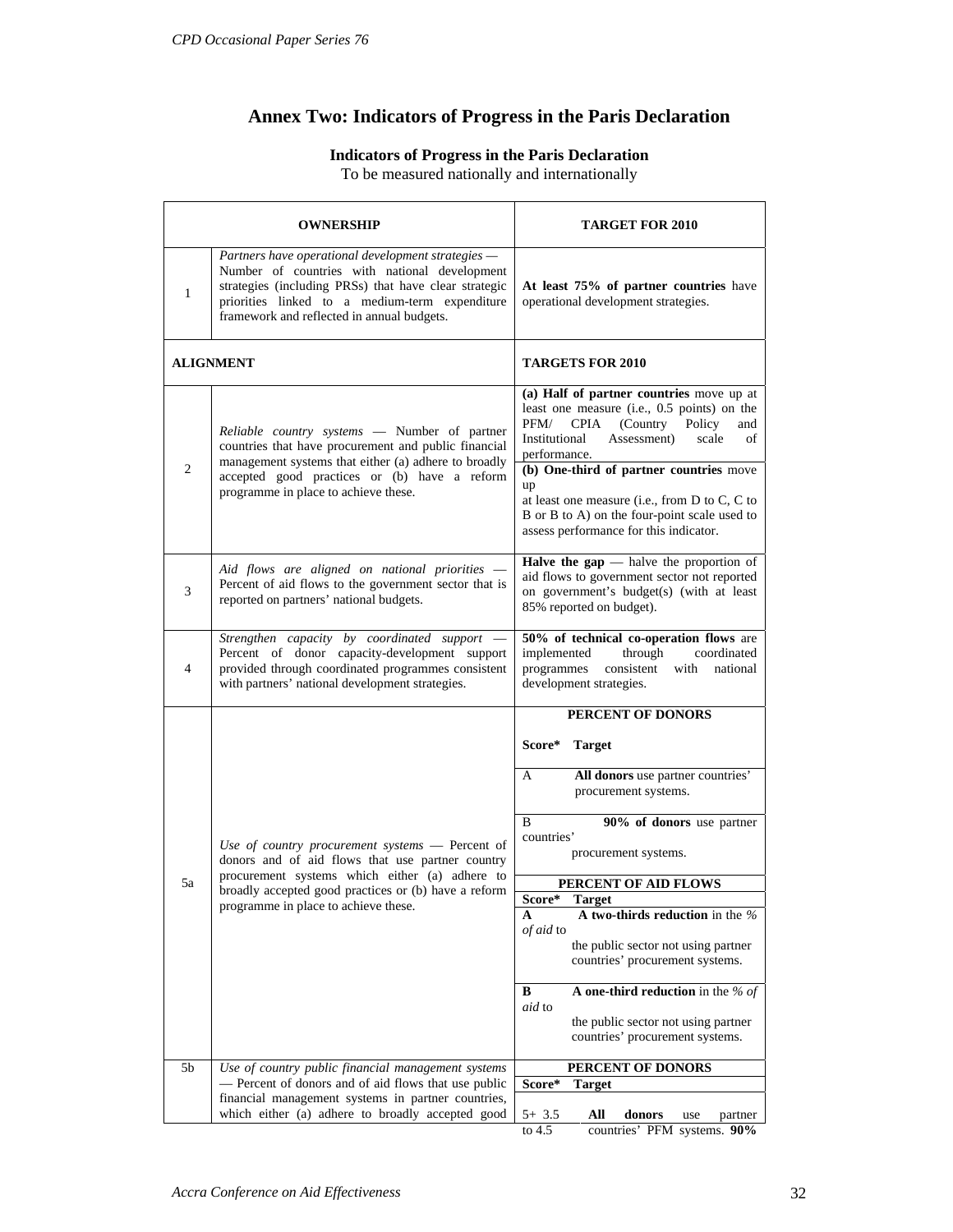# Annex Two: Indicators of Progress in the Paris Declaration

**Indicators of Progress in the Paris Declaration**

To be measured nationally and internationally

| | OWNERSHIP | TARGET FOR 2010 |
|---|---|---|
| 1 | *Partners have operational development strategies* — Number of countries with national development strategies (including PRSs) that have clear strategic priorities linked to a medium-term expenditure framework and reflected in annual budgets. | **At least 75% of partner countries** have operational development strategies. |
| | **ALIGNMENT** | **TARGETS FOR 2010** |
| 2 | *Reliable country systems* — Number of partner countries that have procurement and public financial management systems that either (a) adhere to broadly accepted good practices or (b) have a reform programme in place to achieve these. | **(a) Half of partner countries** move up at least one measure (i.e., 0.5 points) on the PFM/ CPIA (Country Policy and Institutional Assessment) scale of performance.<br>**(b) One-third of partner countries** move up at least one measure (i.e., from D to C, C to B or B to A) on the four-point scale used to assess performance for this indicator. |
| 3 | *Aid flows are aligned on national priorities* — Percent of aid flows to the government sector that is reported on partners' national budgets. | **Halve the gap** — halve the proportion of aid flows to government sector not reported on government's budget(s) (with at least 85% reported on budget). |
| 4 | *Strengthen capacity by coordinated support* — Percent of donor capacity-development support provided through coordinated programmes consistent with partners' national development strategies. | **50% of technical co-operation flows** are implemented through coordinated programmes consistent with national development strategies. |
| 5a | *Use of country procurement systems* — Percent of donors and of aid flows that use partner country procurement systems which either (a) adhere to broadly accepted good practices or (b) have a reform programme in place to achieve these. | **PERCENT OF DONORS**<br>**Score\* Target**<br>A — **All donors** use partner countries' procurement systems.<br>B — **90% of donors** use partner countries' procurement systems.<br>**PERCENT OF AID FLOWS**<br>**Score\* Target**<br>**A** — **A two-thirds reduction** in the *% of aid* to the public sector not using partner countries' procurement systems.<br>**B** — **A one-third reduction** in the *% of aid* to the public sector not using partner countries' procurement systems. |
| 5b | *Use of country public financial management systems* — Percent of donors and of aid flows that use public financial management systems in partner countries, which either (a) adhere to broadly accepted good | **PERCENT OF DONORS**<br>**Score\* Target**<br>5+ 3.5 to 4.5 — **All donors** use partner countries' PFM systems. **90%** |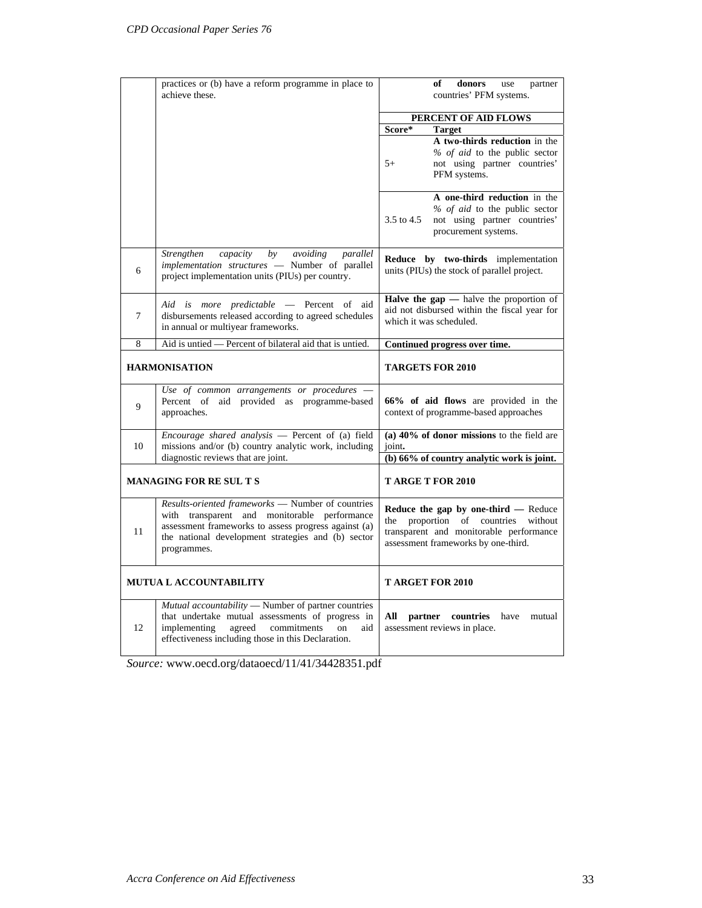| | | |
|---|---|---|
| | practices or (b) have a reform programme in place to achieve these. | **of donors** use partner countries' PFM systems.<br><br>**PERCENT OF AID FLOWS**<br>**Score\*** **Target**<br>5+ **A two-thirds reduction** in the *% of aid* to the public sector not using partner countries' PFM systems.<br><br>3.5 to 4.5 **A one-third reduction** in the *% of aid* to the public sector not using partner countries' procurement systems. |
| 6 | *Strengthen capacity by avoiding parallel implementation structures* — Number of parallel project implementation units (PIUs) per country. | **Reduce by two-thirds** implementation units (PIUs) the stock of parallel project. |
| 7 | *Aid is more predictable* — Percent of aid disbursements released according to agreed schedules in annual or multiyear frameworks. | **Halve the gap —** halve the proportion of aid not disbursed within the fiscal year for which it was scheduled. |
| 8 | Aid is untied — Percent of bilateral aid that is untied. | **Continued progress over time.** |
| **HARMONISATION** | | **TARGETS FOR 2010** |
| 9 | *Use of common arrangements or procedures* — Percent of aid provided as programme-based approaches. | **66% of aid flows** are provided in the context of programme-based approaches |
| 10 | *Encourage shared analysis* — Percent of (a) field missions and/or (b) country analytic work, including diagnostic reviews that are joint. | **(a) 40% of donor missions** to the field are joint**.**<br>**(b) 66% of country analytic work is joint.** |
| **MANAGING FOR RESULTS** | | **TARGET FOR 2010** |
| 11 | *Results-oriented frameworks* — Number of countries with transparent and monitorable performance assessment frameworks to assess progress against (a) the national development strategies and (b) sector programmes. | **Reduce the gap by one-third —** Reduce the proportion of countries without transparent and monitorable performance assessment frameworks by one-third. |
| **MUTUAL ACCOUNTABILITY** | | **TARGET FOR 2010** |
| 12 | *Mutual accountability* — Number of partner countries that undertake mutual assessments of progress in implementing agreed commitments on aid effectiveness including those in this Declaration. | **All partner countries** have mutual assessment reviews in place. |

*Source:* www.oecd.org/dataoecd/11/41/34428351.pdf